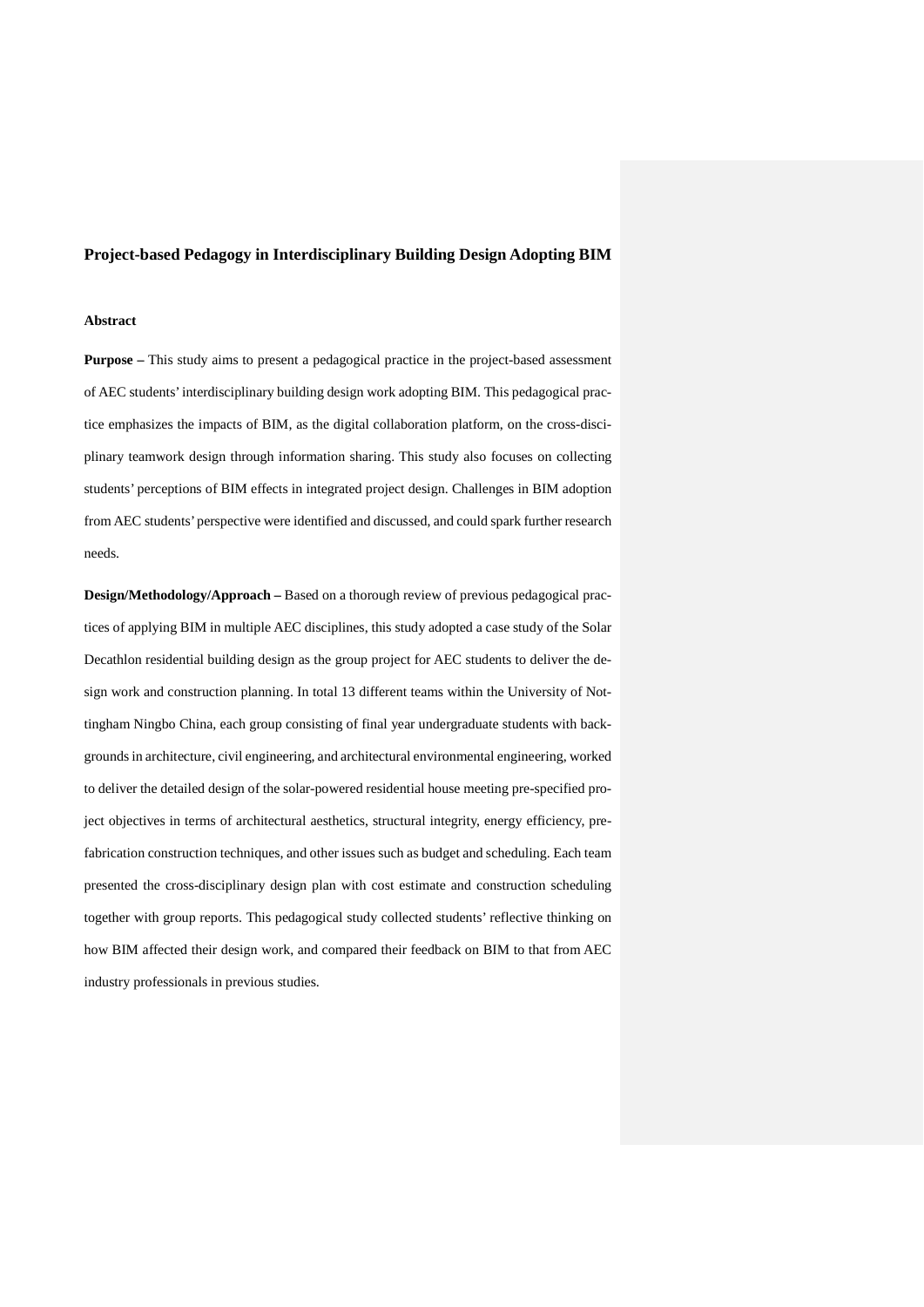# Project-based Pedagogy in Interdisciplinary Building Design Adopting BIM

## Abstract

**Purpose –** This study aims to present a pedagogical practice in the project-based assessment of AEC students' interdisciplinary building design work adopting BIM. This pedagogical practice emphasizes the impacts of BIM, as the digital collaboration platform, on the cross-disciplinary teamwork design through information sharing. This study also focuses on collecting students' perceptions of BIM effects in integrated project design. Challenges in BIM adoption from AEC students' perspective were identified and discussed, and could spark further research needs.

**Design/Methodology/Approach –** Based on a thorough review of previous pedagogical practices of applying BIM in multiple AEC disciplines, this study adopted a case study of the Solar Decathlon residential building design as the group project for AEC students to deliver the design work and construction planning. In total 13 different teams within the University of Nottingham Ningbo China, each group consisting of final year undergraduate students with backgrounds in architecture, civil engineering, and architectural environmental engineering, worked to deliver the detailed design of the solar-powered residential house meeting pre-specified project objectives in terms of architectural aesthetics, structural integrity, energy efficiency, prefabrication construction techniques, and other issues such as budget and scheduling. Each team presented the cross-disciplinary design plan with cost estimate and construction scheduling together with group reports. This pedagogical study collected students' reflective thinking on how BIM affected their design work, and compared their feedback on BIM to that from AEC industry professionals in previous studies.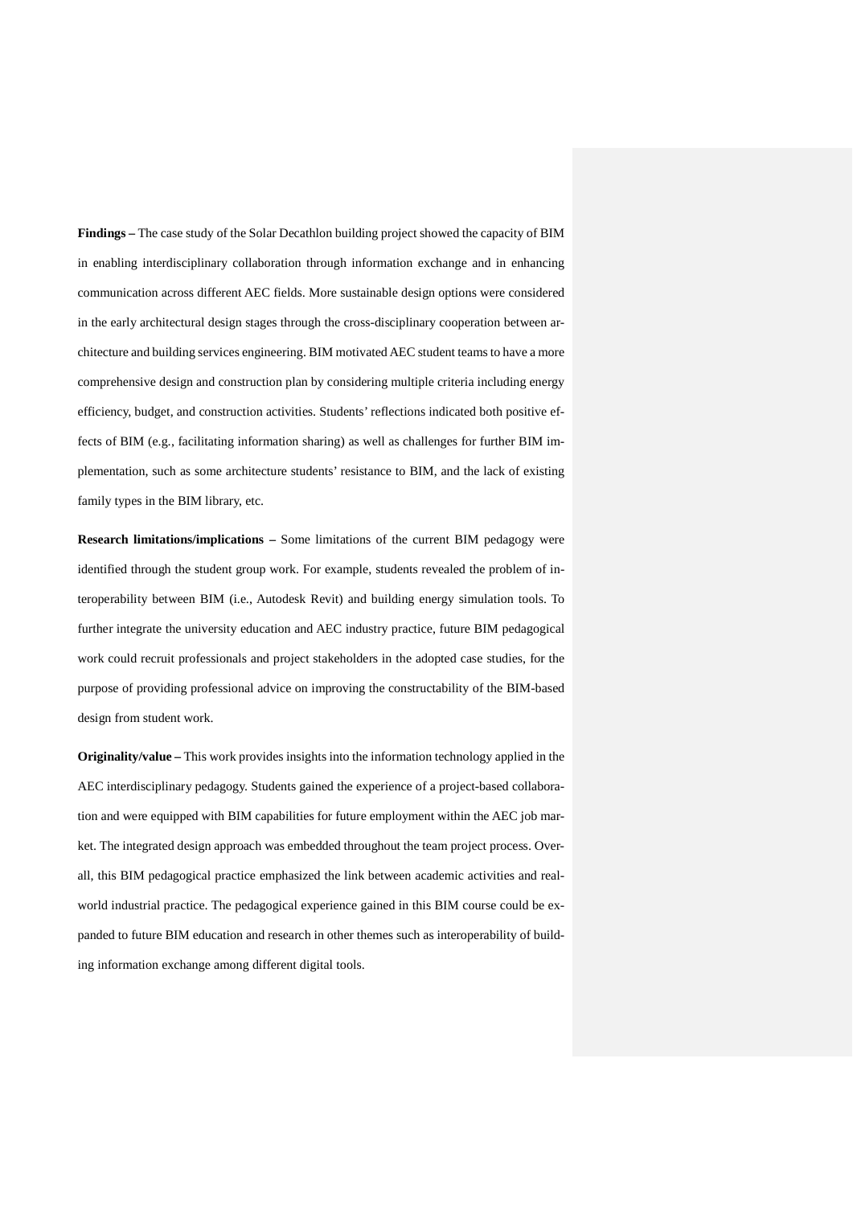**Findings –** The case study of the Solar Decathlon building project showed the capacity of BIM in enabling interdisciplinary collaboration through information exchange and in enhancing communication across different AEC fields. More sustainable design options were considered in the early architectural design stages through the cross-disciplinary cooperation between architecture and building services engineering. BIM motivated AEC student teams to have a more comprehensive design and construction plan by considering multiple criteria including energy efficiency, budget, and construction activities. Students' reflections indicated both positive effects of BIM (e.g., facilitating information sharing) as well as challenges for further BIM implementation, such as some architecture students' resistance to BIM, and the lack of existing family types in the BIM library, etc.

**Research limitations/implications –** Some limitations of the current BIM pedagogy were identified through the student group work. For example, students revealed the problem of interoperability between BIM (i.e., Autodesk Revit) and building energy simulation tools. To further integrate the university education and AEC industry practice, future BIM pedagogical work could recruit professionals and project stakeholders in the adopted case studies, for the purpose of providing professional advice on improving the constructability of the BIM-based design from student work.

**Originality/value –** This work provides insights into the information technology applied in the AEC interdisciplinary pedagogy. Students gained the experience of a project-based collaboration and were equipped with BIM capabilities for future employment within the AEC job market. The integrated design approach was embedded throughout the team project process. Overall, this BIM pedagogical practice emphasized the link between academic activities and real-world industrial practice. The pedagogical experience gained in this BIM course could be expanded to future BIM education and research in other themes such as interoperability of building information exchange among different digital tools.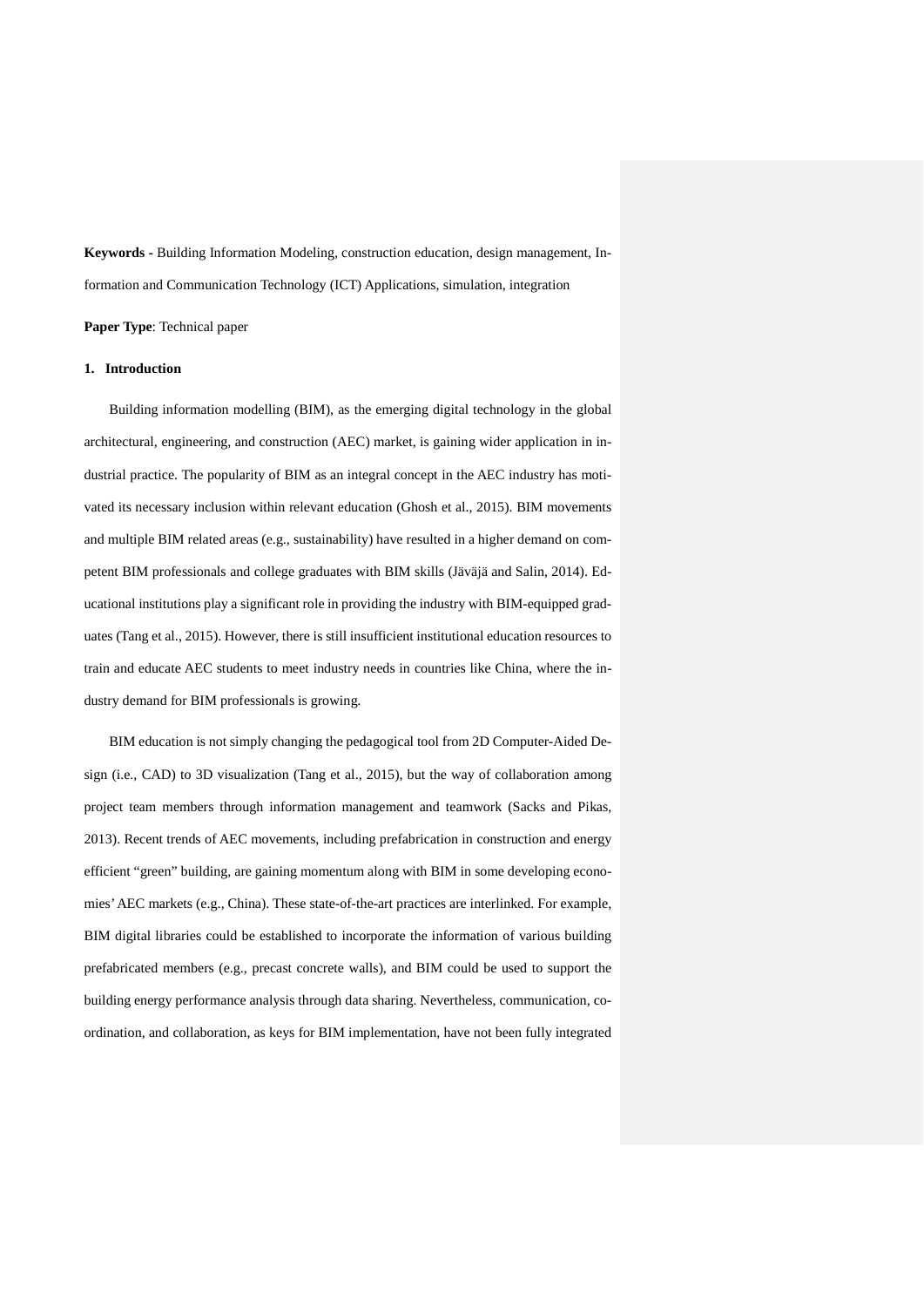**Keywords -** Building Information Modeling, construction education, design management, Information and Communication Technology (ICT) Applications, simulation, integration

**Paper Type**: Technical paper

## 1. Introduction

Building information modelling (BIM), as the emerging digital technology in the global architectural, engineering, and construction (AEC) market, is gaining wider application in industrial practice. The popularity of BIM as an integral concept in the AEC industry has motivated its necessary inclusion within relevant education (Ghosh et al., 2015). BIM movements and multiple BIM related areas (e.g., sustainability) have resulted in a higher demand on competent BIM professionals and college graduates with BIM skills (Jäväjä and Salin, 2014). Educational institutions play a significant role in providing the industry with BIM-equipped graduates (Tang et al., 2015). However, there is still insufficient institutional education resources to train and educate AEC students to meet industry needs in countries like China, where the industry demand for BIM professionals is growing.

BIM education is not simply changing the pedagogical tool from 2D Computer-Aided Design (i.e., CAD) to 3D visualization (Tang et al., 2015), but the way of collaboration among project team members through information management and teamwork (Sacks and Pikas, 2013). Recent trends of AEC movements, including prefabrication in construction and energy efficient "green" building, are gaining momentum along with BIM in some developing economies' AEC markets (e.g., China). These state-of-the-art practices are interlinked. For example, BIM digital libraries could be established to incorporate the information of various building prefabricated members (e.g., precast concrete walls), and BIM could be used to support the building energy performance analysis through data sharing. Nevertheless, communication, coordination, and collaboration, as keys for BIM implementation, have not been fully integrated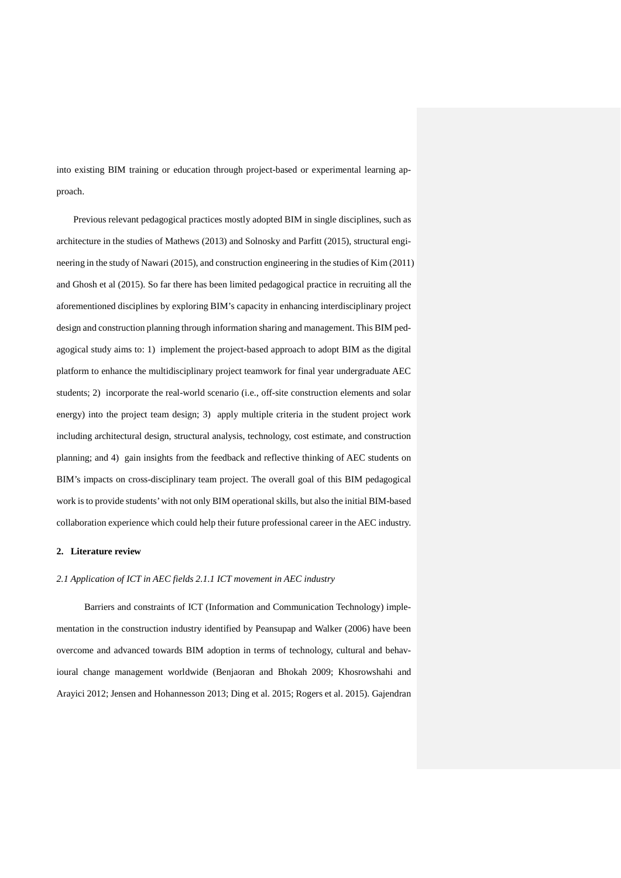into existing BIM training or education through project-based or experimental learning approach.

Previous relevant pedagogical practices mostly adopted BIM in single disciplines, such as architecture in the studies of Mathews (2013) and Solnosky and Parfitt (2015), structural engineering in the study of Nawari (2015), and construction engineering in the studies of Kim (2011) and Ghosh et al (2015). So far there has been limited pedagogical practice in recruiting all the aforementioned disciplines by exploring BIM's capacity in enhancing interdisciplinary project design and construction planning through information sharing and management. This BIM pedagogical study aims to: 1) implement the project-based approach to adopt BIM as the digital platform to enhance the multidisciplinary project teamwork for final year undergraduate AEC students; 2) incorporate the real-world scenario (i.e., off-site construction elements and solar energy) into the project team design; 3) apply multiple criteria in the student project work including architectural design, structural analysis, technology, cost estimate, and construction planning; and 4) gain insights from the feedback and reflective thinking of AEC students on BIM's impacts on cross-disciplinary team project. The overall goal of this BIM pedagogical work is to provide students' with not only BIM operational skills, but also the initial BIM-based collaboration experience which could help their future professional career in the AEC industry.

## 2. Literature review

### *2.1 Application of ICT in AEC fields 2.1.1 ICT movement in AEC industry*

Barriers and constraints of ICT (Information and Communication Technology) implementation in the construction industry identified by Peansupap and Walker (2006) have been overcome and advanced towards BIM adoption in terms of technology, cultural and behavioural change management worldwide (Benjaoran and Bhokah 2009; Khosrowshahi and Arayici 2012; Jensen and Hohannesson 2013; Ding et al. 2015; Rogers et al. 2015). Gajendran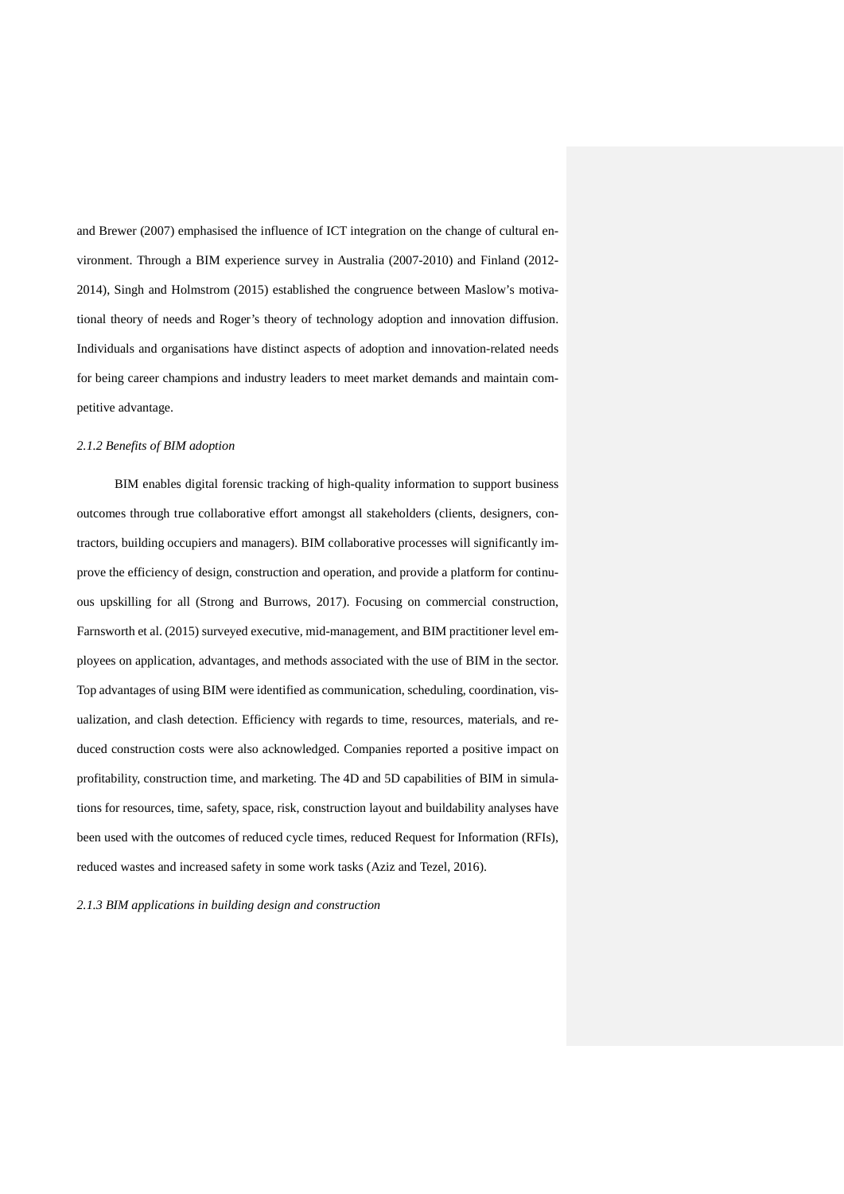and Brewer (2007) emphasised the influence of ICT integration on the change of cultural environment. Through a BIM experience survey in Australia (2007-2010) and Finland (2012-2014), Singh and Holmstrom (2015) established the congruence between Maslow's motivational theory of needs and Roger's theory of technology adoption and innovation diffusion. Individuals and organisations have distinct aspects of adoption and innovation-related needs for being career champions and industry leaders to meet market demands and maintain competitive advantage.

*2.1.2 Benefits of BIM adoption*

BIM enables digital forensic tracking of high-quality information to support business outcomes through true collaborative effort amongst all stakeholders (clients, designers, contractors, building occupiers and managers). BIM collaborative processes will significantly improve the efficiency of design, construction and operation, and provide a platform for continuous upskilling for all (Strong and Burrows, 2017). Focusing on commercial construction, Farnsworth et al. (2015) surveyed executive, mid-management, and BIM practitioner level employees on application, advantages, and methods associated with the use of BIM in the sector. Top advantages of using BIM were identified as communication, scheduling, coordination, visualization, and clash detection. Efficiency with regards to time, resources, materials, and reduced construction costs were also acknowledged. Companies reported a positive impact on profitability, construction time, and marketing. The 4D and 5D capabilities of BIM in simulations for resources, time, safety, space, risk, construction layout and buildability analyses have been used with the outcomes of reduced cycle times, reduced Request for Information (RFIs), reduced wastes and increased safety in some work tasks (Aziz and Tezel, 2016).

*2.1.3 BIM applications in building design and construction*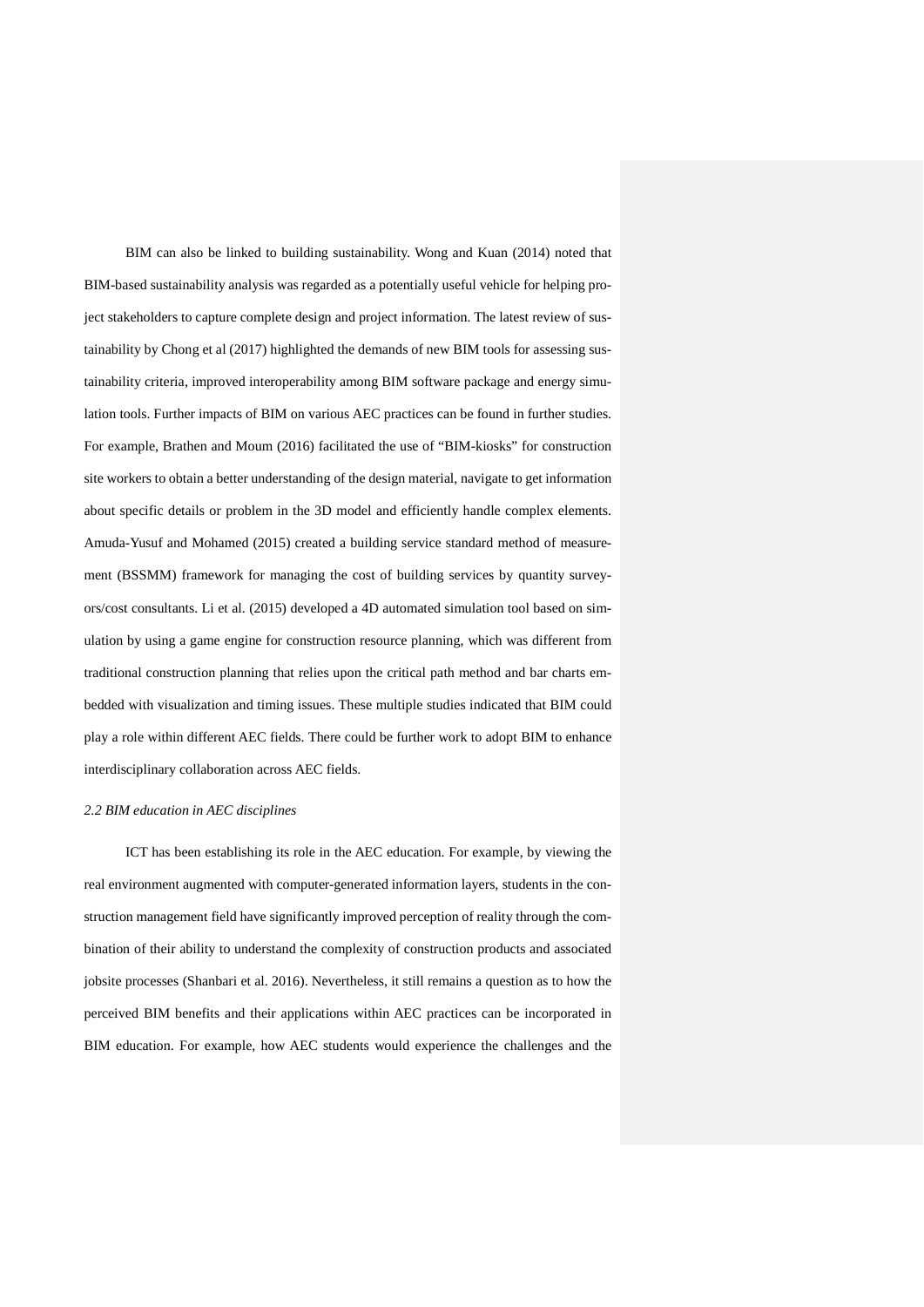BIM can also be linked to building sustainability. Wong and Kuan (2014) noted that BIM-based sustainability analysis was regarded as a potentially useful vehicle for helping project stakeholders to capture complete design and project information. The latest review of sustainability by Chong et al (2017) highlighted the demands of new BIM tools for assessing sustainability criteria, improved interoperability among BIM software package and energy simulation tools. Further impacts of BIM on various AEC practices can be found in further studies. For example, Brathen and Moum (2016) facilitated the use of "BIM-kiosks" for construction site workers to obtain a better understanding of the design material, navigate to get information about specific details or problem in the 3D model and efficiently handle complex elements. Amuda-Yusuf and Mohamed (2015) created a building service standard method of measurement (BSSMM) framework for managing the cost of building services by quantity surveyors/cost consultants. Li et al. (2015) developed a 4D automated simulation tool based on simulation by using a game engine for construction resource planning, which was different from traditional construction planning that relies upon the critical path method and bar charts embedded with visualization and timing issues. These multiple studies indicated that BIM could play a role within different AEC fields. There could be further work to adopt BIM to enhance interdisciplinary collaboration across AEC fields.

### *2.2 BIM education in AEC disciplines*

ICT has been establishing its role in the AEC education. For example, by viewing the real environment augmented with computer-generated information layers, students in the construction management field have significantly improved perception of reality through the combination of their ability to understand the complexity of construction products and associated jobsite processes (Shanbari et al. 2016). Nevertheless, it still remains a question as to how the perceived BIM benefits and their applications within AEC practices can be incorporated in BIM education. For example, how AEC students would experience the challenges and the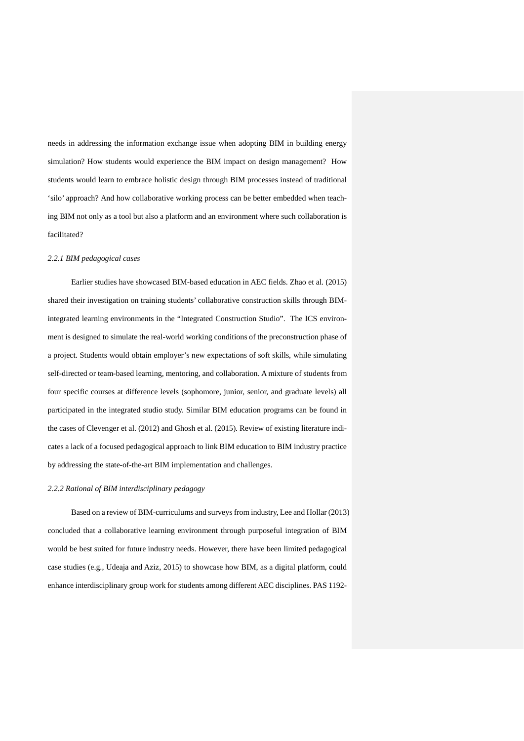needs in addressing the information exchange issue when adopting BIM in building energy simulation? How students would experience the BIM impact on design management? How students would learn to embrace holistic design through BIM processes instead of traditional 'silo' approach? And how collaborative working process can be better embedded when teaching BIM not only as a tool but also a platform and an environment where such collaboration is facilitated?

### *2.2.1 BIM pedagogical cases*

Earlier studies have showcased BIM-based education in AEC fields. Zhao et al. (2015) shared their investigation on training students' collaborative construction skills through BIM-integrated learning environments in the "Integrated Construction Studio". The ICS environment is designed to simulate the real-world working conditions of the preconstruction phase of a project. Students would obtain employer's new expectations of soft skills, while simulating self-directed or team-based learning, mentoring, and collaboration. A mixture of students from four specific courses at difference levels (sophomore, junior, senior, and graduate levels) all participated in the integrated studio study. Similar BIM education programs can be found in the cases of Clevenger et al. (2012) and Ghosh et al. (2015). Review of existing literature indicates a lack of a focused pedagogical approach to link BIM education to BIM industry practice by addressing the state-of-the-art BIM implementation and challenges.

### *2.2.2 Rational of BIM interdisciplinary pedagogy*

Based on a review of BIM-curriculums and surveys from industry, Lee and Hollar (2013) concluded that a collaborative learning environment through purposeful integration of BIM would be best suited for future industry needs. However, there have been limited pedagogical case studies (e.g., Udeaja and Aziz, 2015) to showcase how BIM, as a digital platform, could enhance interdisciplinary group work for students among different AEC disciplines. PAS 1192-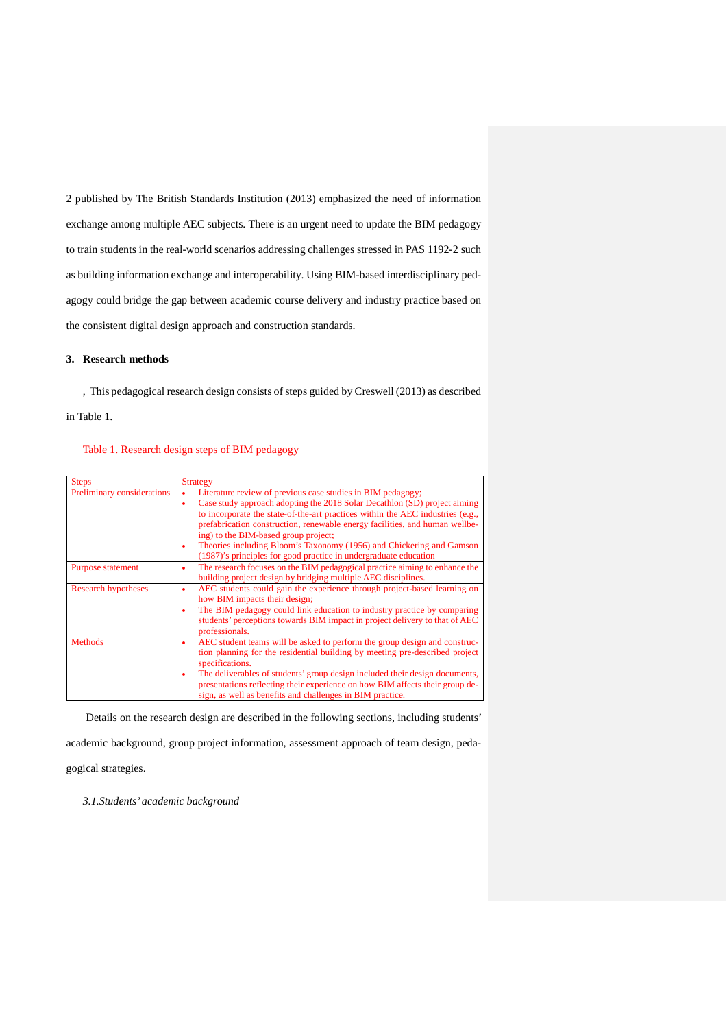2 published by The British Standards Institution (2013) emphasized the need of information exchange among multiple AEC subjects. There is an urgent need to update the BIM pedagogy to train students in the real-world scenarios addressing challenges stressed in PAS 1192-2 such as building information exchange and interoperability. Using BIM-based interdisciplinary pedagogy could bridge the gap between academic course delivery and industry practice based on the consistent digital design approach and construction standards.

## 3. Research methods

, This pedagogical research design consists of steps guided by Creswell (2013) as described in Table 1.

Table 1. Research design steps of BIM pedagogy

| Steps | Strategy |
|---|---|
| Preliminary considerations | • Literature review of previous case studies in BIM pedagogy;<br>• Case study approach adopting the 2018 Solar Decathlon (SD) project aiming to incorporate the state-of-the-art practices within the AEC industries (e.g., prefabrication construction, renewable energy facilities, and human wellbeing) to the BIM-based group project;<br>• Theories including Bloom's Taxonomy (1956) and Chickering and Gamson (1987)'s principles for good practice in undergraduate education |
| Purpose statement | • The research focuses on the BIM pedagogical practice aiming to enhance the building project design by bridging multiple AEC disciplines. |
| Research hypotheses | • AEC students could gain the experience through project-based learning on how BIM impacts their design;<br>• The BIM pedagogy could link education to industry practice by comparing students' perceptions towards BIM impact in project delivery to that of AEC professionals. |
| Methods | • AEC student teams will be asked to perform the group design and construction planning for the residential building by meeting pre-described project specifications.<br>• The deliverables of students' group design included their design documents, presentations reflecting their experience on how BIM affects their group design, as well as benefits and challenges in BIM practice. |

Details on the research design are described in the following sections, including students' academic background, group project information, assessment approach of team design, pedagogical strategies.

### *3.1. Students' academic background*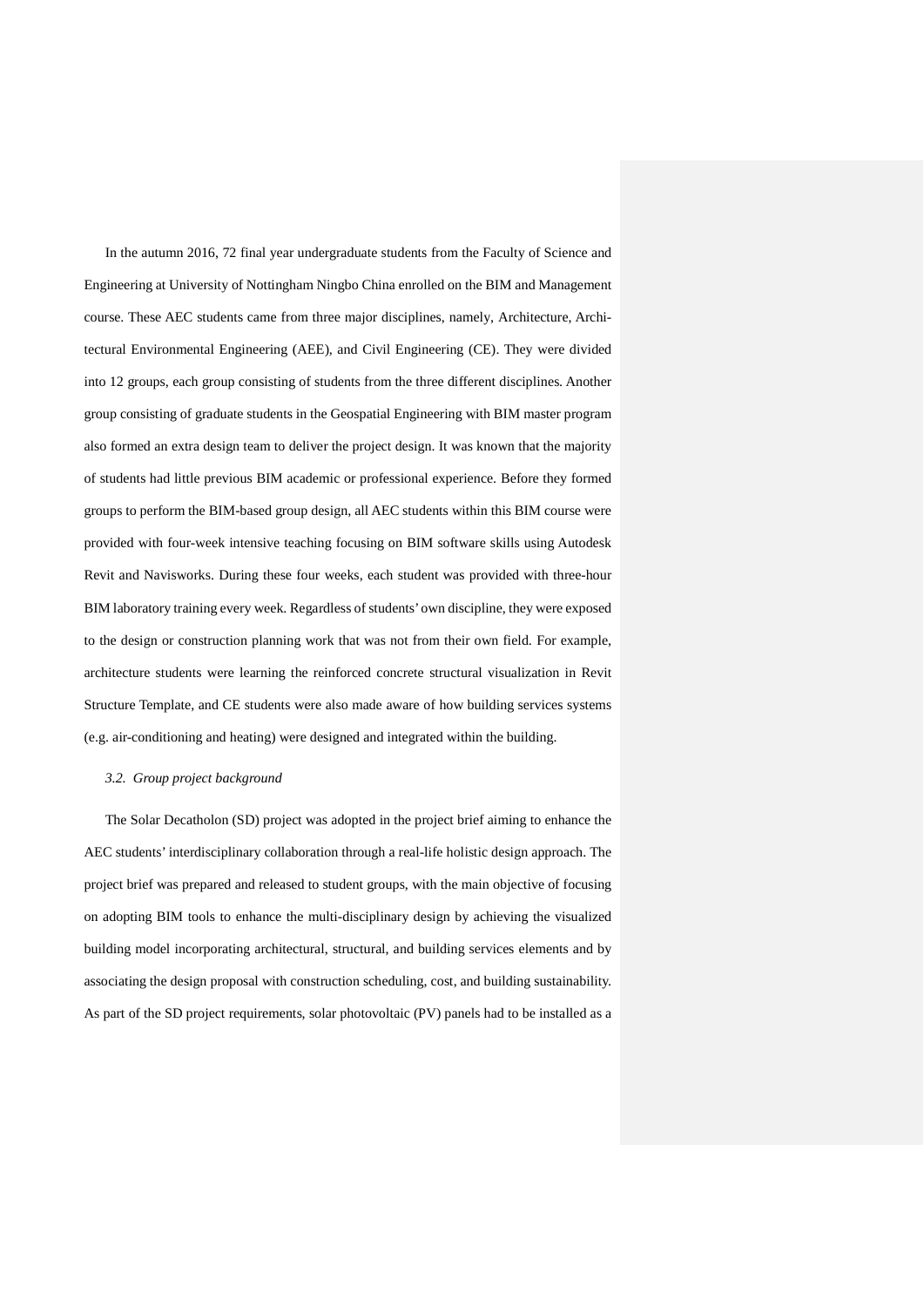In the autumn 2016, 72 final year undergraduate students from the Faculty of Science and Engineering at University of Nottingham Ningbo China enrolled on the BIM and Management course. These AEC students came from three major disciplines, namely, Architecture, Architectural Environmental Engineering (AEE), and Civil Engineering (CE). They were divided into 12 groups, each group consisting of students from the three different disciplines. Another group consisting of graduate students in the Geospatial Engineering with BIM master program also formed an extra design team to deliver the project design. It was known that the majority of students had little previous BIM academic or professional experience. Before they formed groups to perform the BIM-based group design, all AEC students within this BIM course were provided with four-week intensive teaching focusing on BIM software skills using Autodesk Revit and Navisworks. During these four weeks, each student was provided with three-hour BIM laboratory training every week. Regardless of students' own discipline, they were exposed to the design or construction planning work that was not from their own field. For example, architecture students were learning the reinforced concrete structural visualization in Revit Structure Template, and CE students were also made aware of how building services systems (e.g. air-conditioning and heating) were designed and integrated within the building.

### *3.2. Group project background*

The Solar Decatholon (SD) project was adopted in the project brief aiming to enhance the AEC students' interdisciplinary collaboration through a real-life holistic design approach. The project brief was prepared and released to student groups, with the main objective of focusing on adopting BIM tools to enhance the multi-disciplinary design by achieving the visualized building model incorporating architectural, structural, and building services elements and by associating the design proposal with construction scheduling, cost, and building sustainability. As part of the SD project requirements, solar photovoltaic (PV) panels had to be installed as a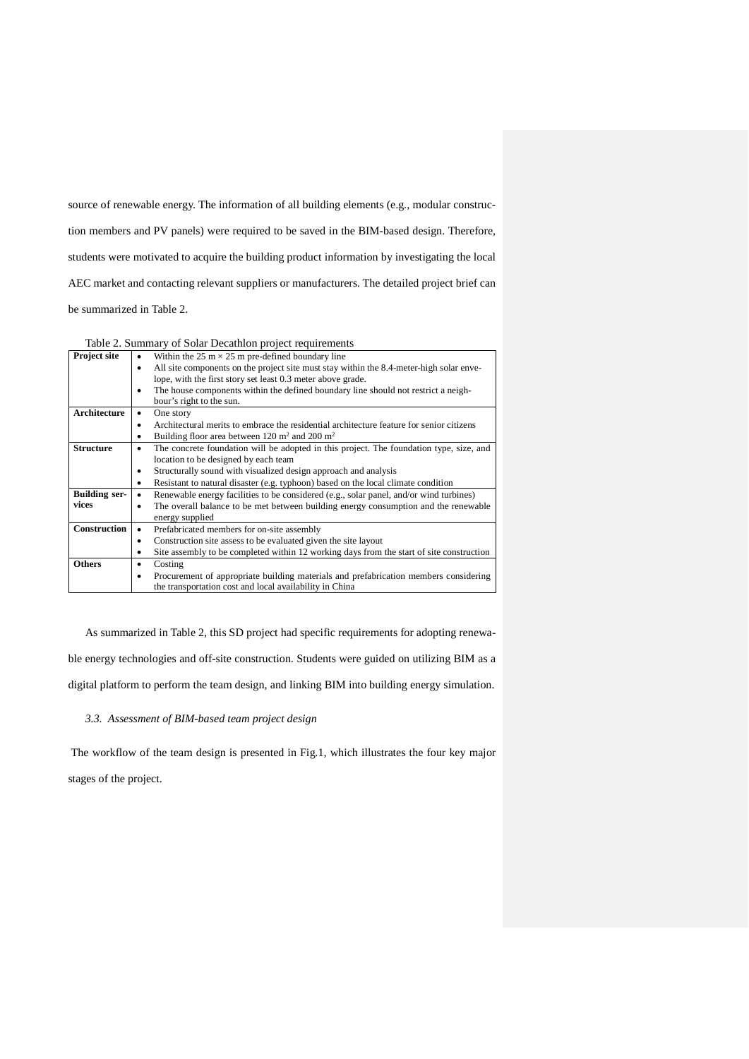source of renewable energy. The information of all building elements (e.g., modular construction members and PV panels) were required to be saved in the BIM-based design. Therefore, students were motivated to acquire the building product information by investigating the local AEC market and contacting relevant suppliers or manufacturers. The detailed project brief can be summarized in Table 2.

Table 2. Summary of Solar Decathlon project requirements

| | |
|---|---|
| **Project site** | • Within the 25 m × 25 m pre-defined boundary line<br>• All site components on the project site must stay within the 8.4-meter-high solar envelope, with the first story set least 0.3 meter above grade.<br>• The house components within the defined boundary line should not restrict a neighbour's right to the sun. |
| **Architecture** | • One story<br>• Architectural merits to embrace the residential architecture feature for senior citizens<br>• Building floor area between 120 m² and 200 m² |
| **Structure** | • The concrete foundation will be adopted in this project. The foundation type, size, and location to be designed by each team<br>• Structurally sound with visualized design approach and analysis<br>• Resistant to natural disaster (e.g. typhoon) based on the local climate condition |
| **Building services** | • Renewable energy facilities to be considered (e.g., solar panel, and/or wind turbines)<br>• The overall balance to be met between building energy consumption and the renewable energy supplied |
| **Construction** | • Prefabricated members for on-site assembly<br>• Construction site assess to be evaluated given the site layout<br>• Site assembly to be completed within 12 working days from the start of site construction |
| **Others** | • Costing<br>• Procurement of appropriate building materials and prefabrication members considering the transportation cost and local availability in China |

As summarized in Table 2, this SD project had specific requirements for adopting renewable energy technologies and off-site construction. Students were guided on utilizing BIM as a digital platform to perform the team design, and linking BIM into building energy simulation.

### *3.3. Assessment of BIM-based team project design*

The workflow of the team design is presented in Fig.1, which illustrates the four key major stages of the project.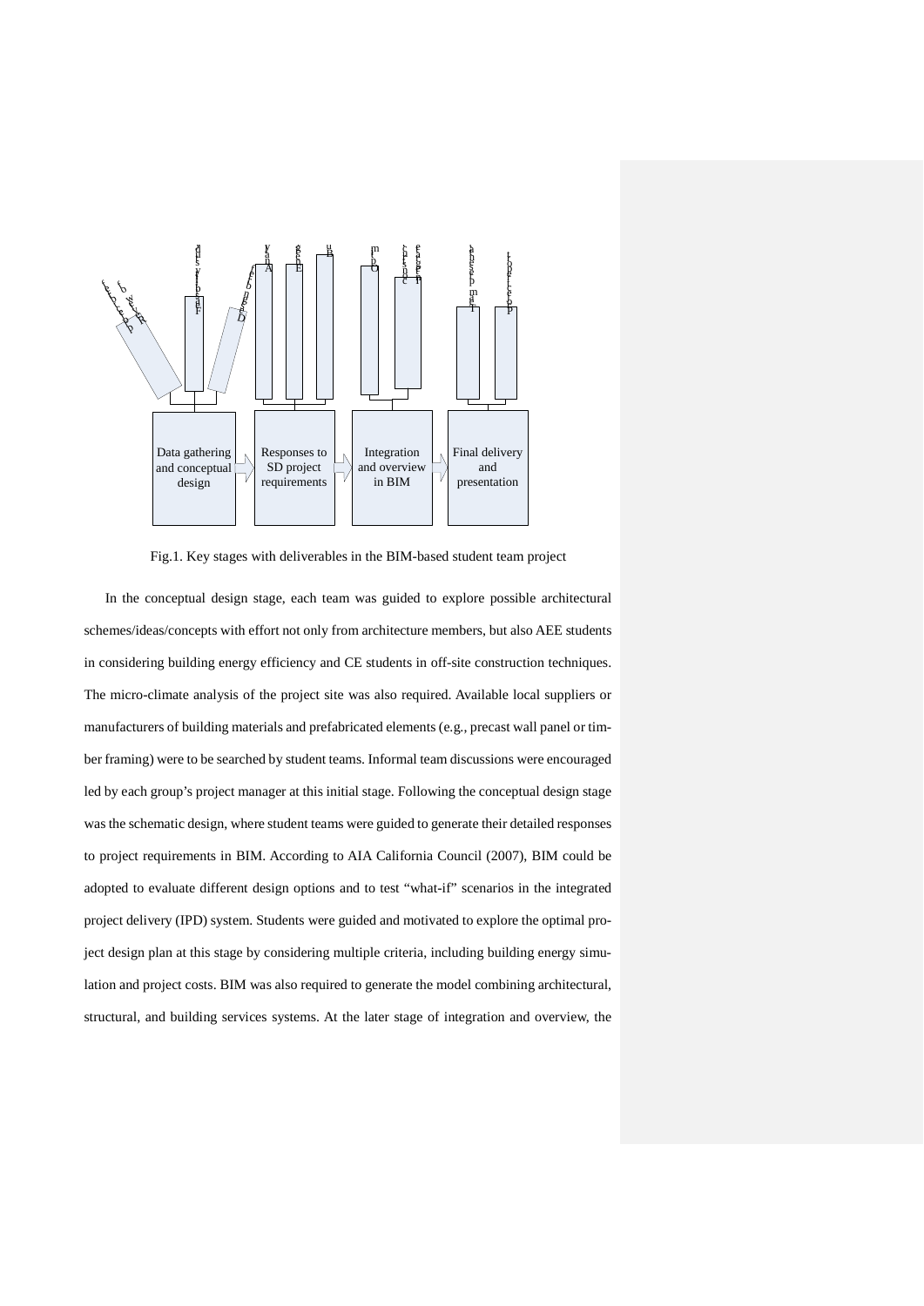| Data gathering and conceptual design | Responses to SD project requirements | Integration and overview in BIM | Final delivery and presentation |
| --- | --- | --- | --- |

Fig.1. Key stages with deliverables in the BIM-based student team project

In the conceptual design stage, each team was guided to explore possible architectural schemes/ideas/concepts with effort not only from architecture members, but also AEE students in considering building energy efficiency and CE students in off-site construction techniques. The micro-climate analysis of the project site was also required. Available local suppliers or manufacturers of building materials and prefabricated elements (e.g., precast wall panel or timber framing) were to be searched by student teams. Informal team discussions were encouraged led by each group's project manager at this initial stage. Following the conceptual design stage was the schematic design, where student teams were guided to generate their detailed responses to project requirements in BIM. According to AIA California Council (2007), BIM could be adopted to evaluate different design options and to test "what-if" scenarios in the integrated project delivery (IPD) system. Students were guided and motivated to explore the optimal project design plan at this stage by considering multiple criteria, including building energy simulation and project costs. BIM was also required to generate the model combining architectural, structural, and building services systems. At the later stage of integration and overview, the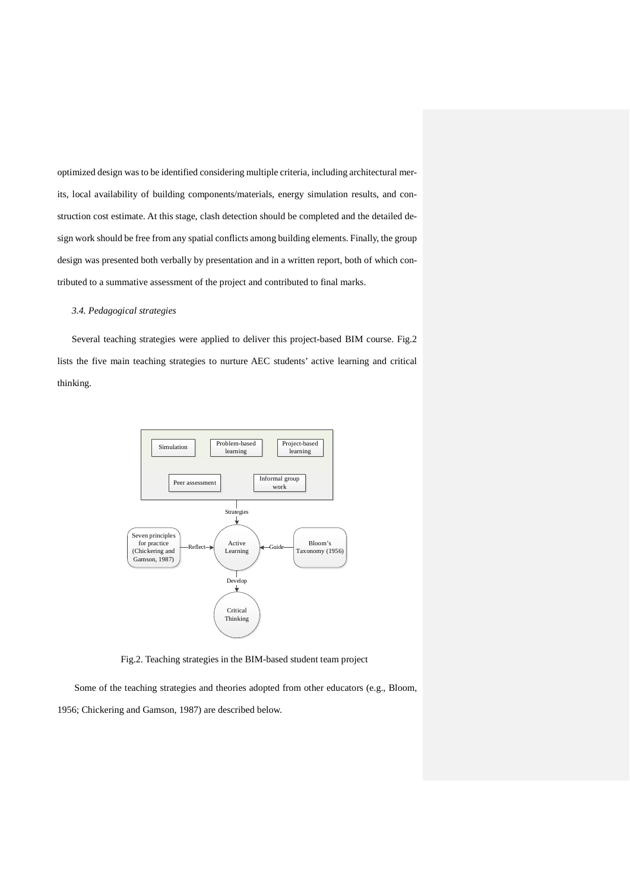optimized design was to be identified considering multiple criteria, including architectural merits, local availability of building components/materials, energy simulation results, and construction cost estimate. At this stage, clash detection should be completed and the detailed design work should be free from any spatial conflicts among building elements. Finally, the group design was presented both verbally by presentation and in a written report, both of which contributed to a summative assessment of the project and contributed to final marks.

### *3.4. Pedagogical strategies*

Several teaching strategies were applied to deliver this project-based BIM course. Fig.2 lists the five main teaching strategies to nurture AEC students' active learning and critical thinking.

Simulation | Problem-based learning | Project-based learning | Peer assessment | Informal group work

Strategies → Active Learning

Seven principles for practice (Chickering and Gamson, 1987) —Reflect→ Active Learning ←Guide— Bloom's Taxonomy (1956)

Active Learning —Develop→ Critical Thinking

Fig.2. Teaching strategies in the BIM-based student team project

Some of the teaching strategies and theories adopted from other educators (e.g., Bloom, 1956; Chickering and Gamson, 1987) are described below.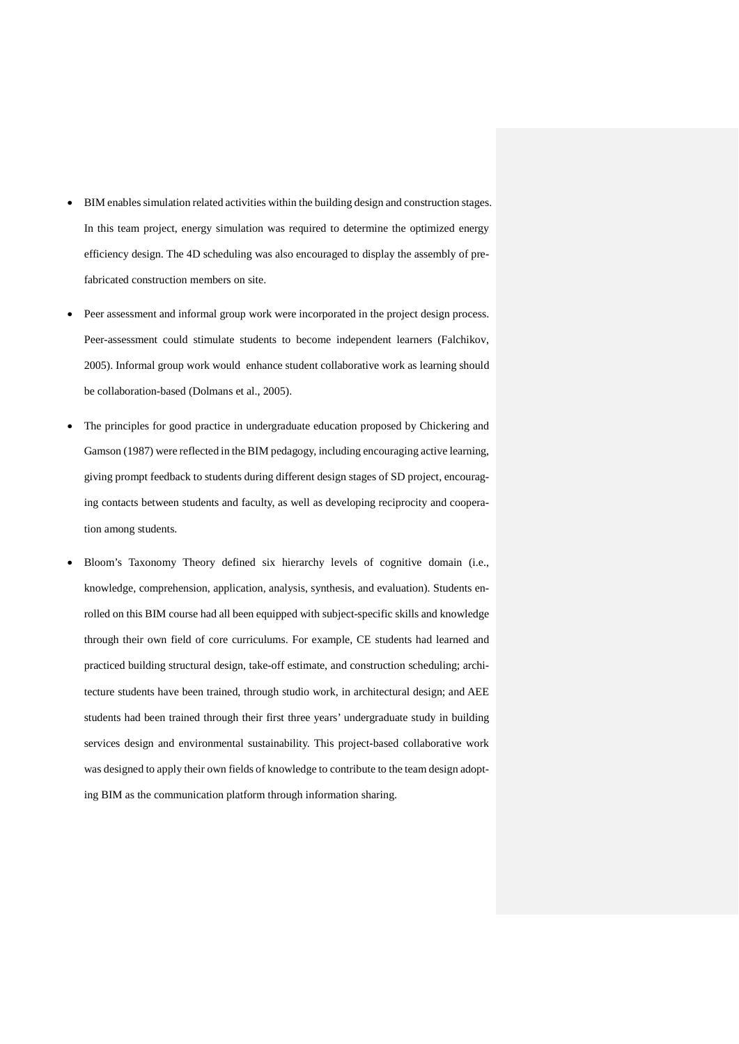- BIM enables simulation related activities within the building design and construction stages. In this team project, energy simulation was required to determine the optimized energy efficiency design. The 4D scheduling was also encouraged to display the assembly of pre-fabricated construction members on site.
- Peer assessment and informal group work were incorporated in the project design process. Peer-assessment could stimulate students to become independent learners (Falchikov, 2005). Informal group work would enhance student collaborative work as learning should be collaboration-based (Dolmans et al., 2005).
- The principles for good practice in undergraduate education proposed by Chickering and Gamson (1987) were reflected in the BIM pedagogy, including encouraging active learning, giving prompt feedback to students during different design stages of SD project, encouraging contacts between students and faculty, as well as developing reciprocity and cooperation among students.
- Bloom's Taxonomy Theory defined six hierarchy levels of cognitive domain (i.e., knowledge, comprehension, application, analysis, synthesis, and evaluation). Students enrolled on this BIM course had all been equipped with subject-specific skills and knowledge through their own field of core curriculums. For example, CE students had learned and practiced building structural design, take-off estimate, and construction scheduling; architecture students have been trained, through studio work, in architectural design; and AEE students had been trained through their first three years' undergraduate study in building services design and environmental sustainability. This project-based collaborative work was designed to apply their own fields of knowledge to contribute to the team design adopting BIM as the communication platform through information sharing.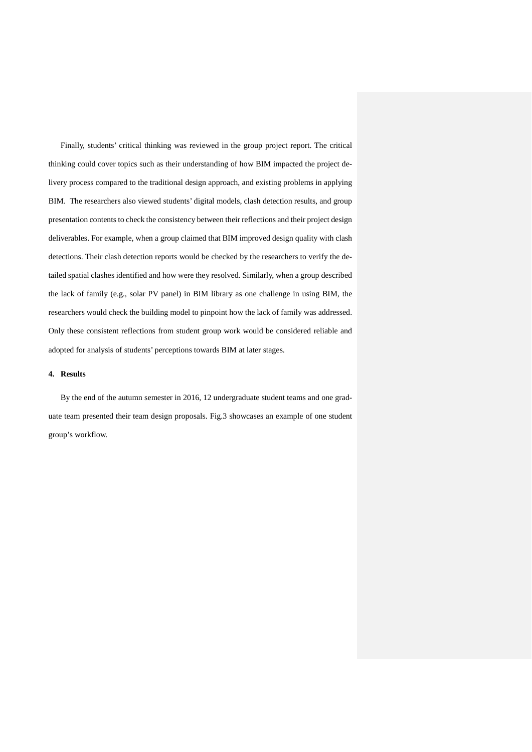Finally, students' critical thinking was reviewed in the group project report. The critical thinking could cover topics such as their understanding of how BIM impacted the project delivery process compared to the traditional design approach, and existing problems in applying BIM. The researchers also viewed students' digital models, clash detection results, and group presentation contents to check the consistency between their reflections and their project design deliverables. For example, when a group claimed that BIM improved design quality with clash detections. Their clash detection reports would be checked by the researchers to verify the detailed spatial clashes identified and how were they resolved. Similarly, when a group described the lack of family (e.g., solar PV panel) in BIM library as one challenge in using BIM, the researchers would check the building model to pinpoint how the lack of family was addressed. Only these consistent reflections from student group work would be considered reliable and adopted for analysis of students' perceptions towards BIM at later stages.

## 4. Results

By the end of the autumn semester in 2016, 12 undergraduate student teams and one graduate team presented their team design proposals. Fig.3 showcases an example of one student group's workflow.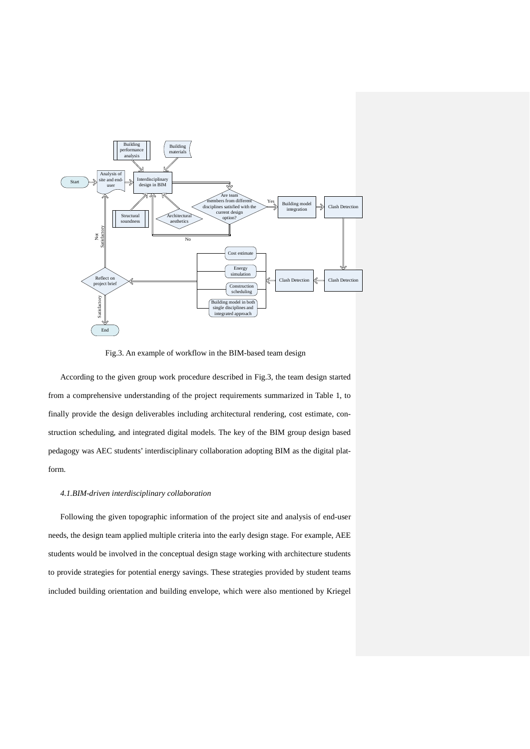Fig.3. An example of workflow in the BIM-based team design

According to the given group work procedure described in Fig.3, the team design started from a comprehensive understanding of the project requirements summarized in Table 1, to finally provide the design deliverables including architectural rendering, cost estimate, construction scheduling, and integrated digital models. The key of the BIM group design based pedagogy was AEC students' interdisciplinary collaboration adopting BIM as the digital platform.

### *4.1.BIM-driven interdisciplinary collaboration*

Following the given topographic information of the project site and analysis of end-user needs, the design team applied multiple criteria into the early design stage. For example, AEE students would be involved in the conceptual design stage working with architecture students to provide strategies for potential energy savings. These strategies provided by student teams included building orientation and building envelope, which were also mentioned by Kriegel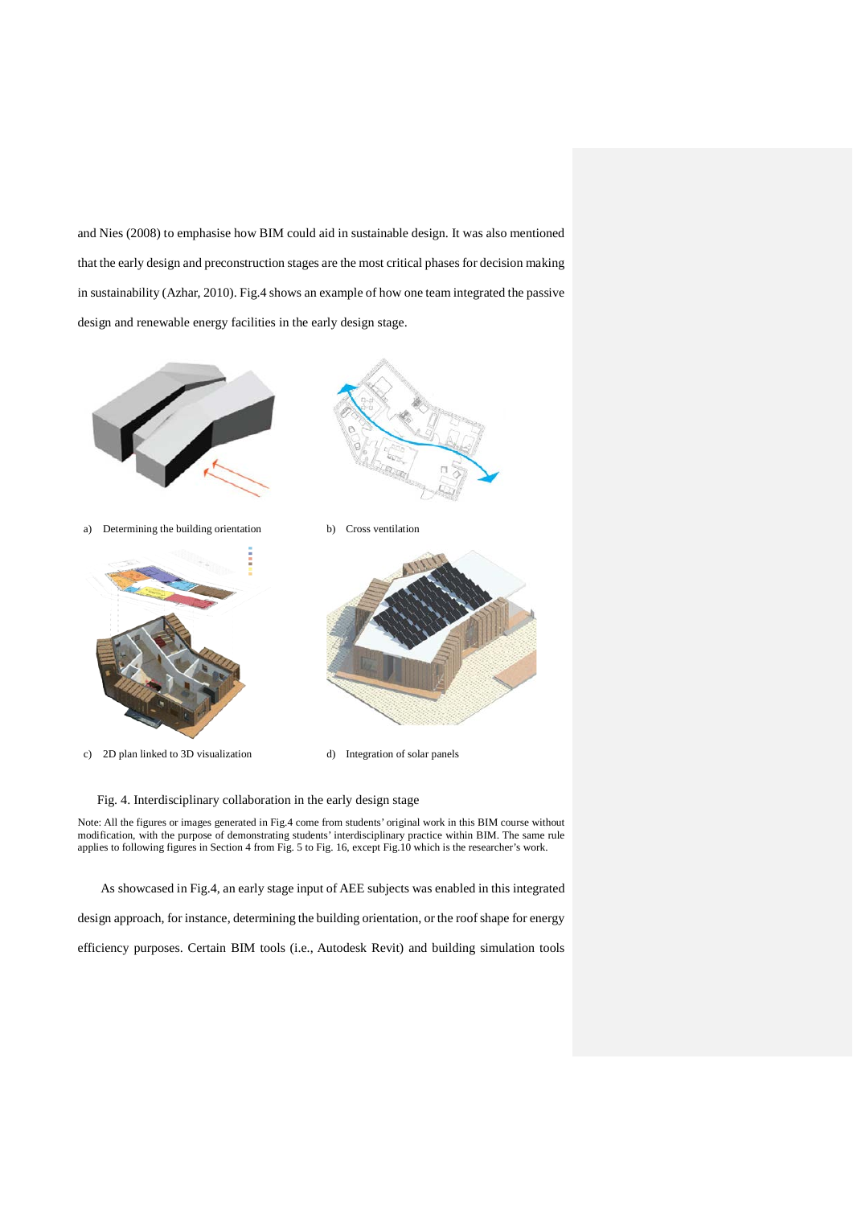and Nies (2008) to emphasise how BIM could aid in sustainable design. It was also mentioned that the early design and preconstruction stages are the most critical phases for decision making in sustainability (Azhar, 2010). Fig.4 shows an example of how one team integrated the passive design and renewable energy facilities in the early design stage.

a) Determining the building orientation

b) Cross ventilation

c) 2D plan linked to 3D visualization

d) Integration of solar panels

Fig. 4. Interdisciplinary collaboration in the early design stage

Note: All the figures or images generated in Fig.4 come from students' original work in this BIM course without modification, with the purpose of demonstrating students' interdisciplinary practice within BIM. The same rule applies to following figures in Section 4 from Fig. 5 to Fig. 16, except Fig.10 which is the researcher's work.

As showcased in Fig.4, an early stage input of AEE subjects was enabled in this integrated design approach, for instance, determining the building orientation, or the roof shape for energy efficiency purposes. Certain BIM tools (i.e., Autodesk Revit) and building simulation tools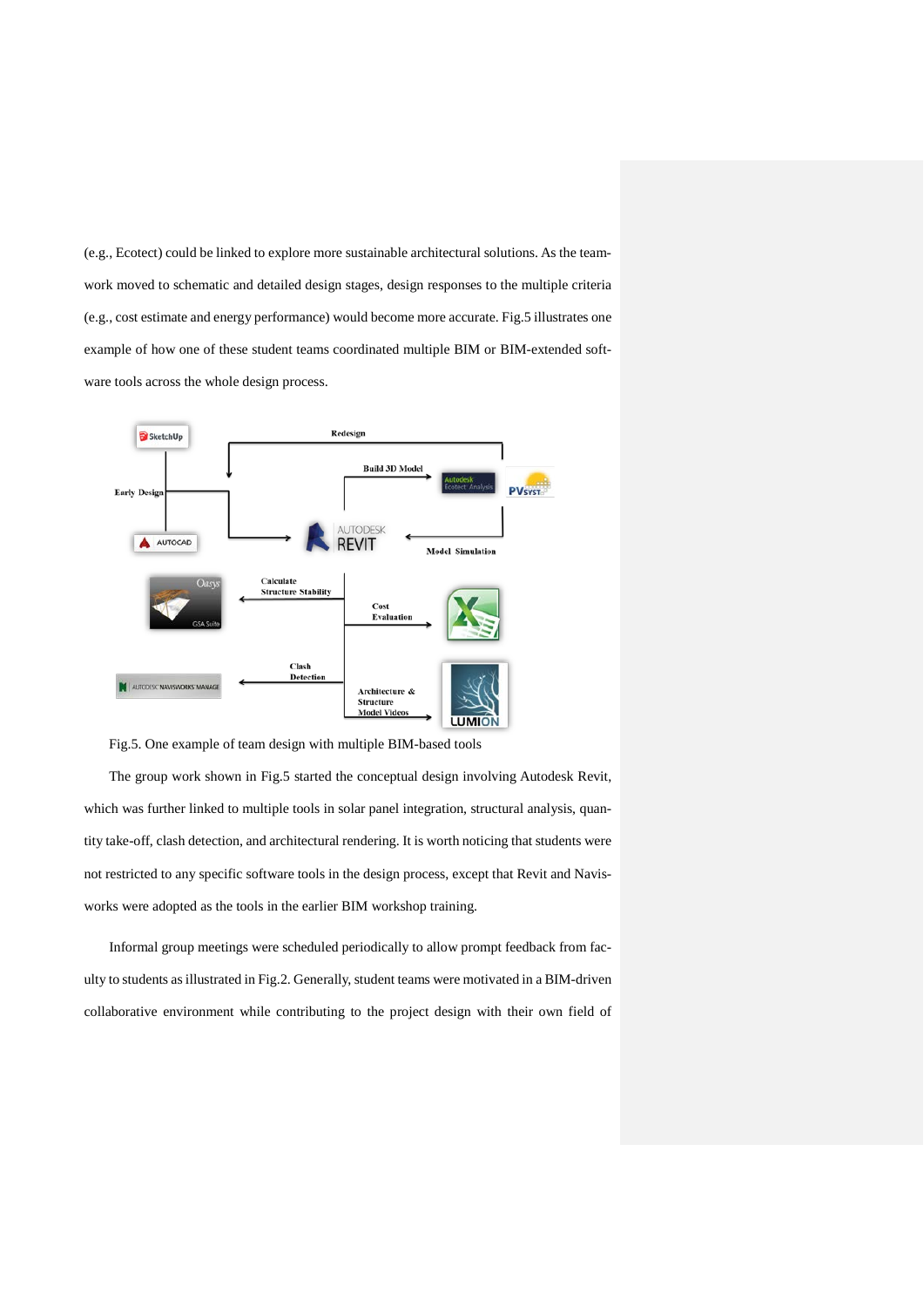(e.g., Ecotect) could be linked to explore more sustainable architectural solutions. As the teamwork moved to schematic and detailed design stages, design responses to the multiple criteria (e.g., cost estimate and energy performance) would become more accurate. Fig.5 illustrates one example of how one of these student teams coordinated multiple BIM or BIM-extended software tools across the whole design process.

Fig.5. One example of team design with multiple BIM-based tools

The group work shown in Fig.5 started the conceptual design involving Autodesk Revit, which was further linked to multiple tools in solar panel integration, structural analysis, quantity take-off, clash detection, and architectural rendering. It is worth noticing that students were not restricted to any specific software tools in the design process, except that Revit and Navisworks were adopted as the tools in the earlier BIM workshop training.

Informal group meetings were scheduled periodically to allow prompt feedback from faculty to students as illustrated in Fig.2. Generally, student teams were motivated in a BIM-driven collaborative environment while contributing to the project design with their own field of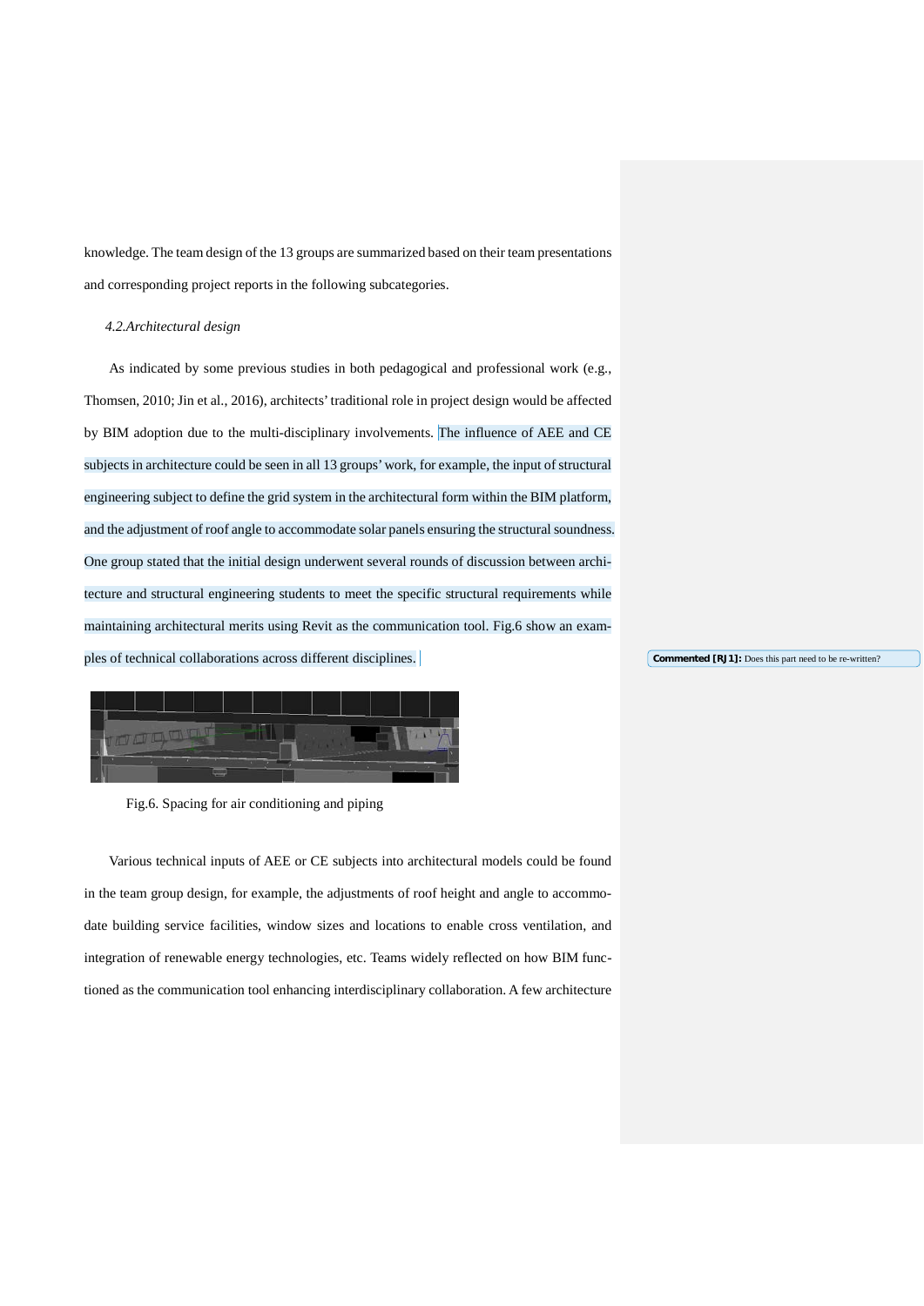knowledge. The team design of the 13 groups are summarized based on their team presentations and corresponding project reports in the following subcategories.

### *4.2.Architectural design*

As indicated by some previous studies in both pedagogical and professional work (e.g., Thomsen, 2010; Jin et al., 2016), architects' traditional role in project design would be affected by BIM adoption due to the multi-disciplinary involvements. The influence of AEE and CE subjects in architecture could be seen in all 13 groups' work, for example, the input of structural engineering subject to define the grid system in the architectural form within the BIM platform, and the adjustment of roof angle to accommodate solar panels ensuring the structural soundness. One group stated that the initial design underwent several rounds of discussion between architecture and structural engineering students to meet the specific structural requirements while maintaining architectural merits using Revit as the communication tool. Fig.6 show an examples of technical collaborations across different disciplines.

**Commented [RJ1]:** Does this part need to be re-written?

Fig.6. Spacing for air conditioning and piping

Various technical inputs of AEE or CE subjects into architectural models could be found in the team group design, for example, the adjustments of roof height and angle to accommodate building service facilities, window sizes and locations to enable cross ventilation, and integration of renewable energy technologies, etc. Teams widely reflected on how BIM functioned as the communication tool enhancing interdisciplinary collaboration. A few architecture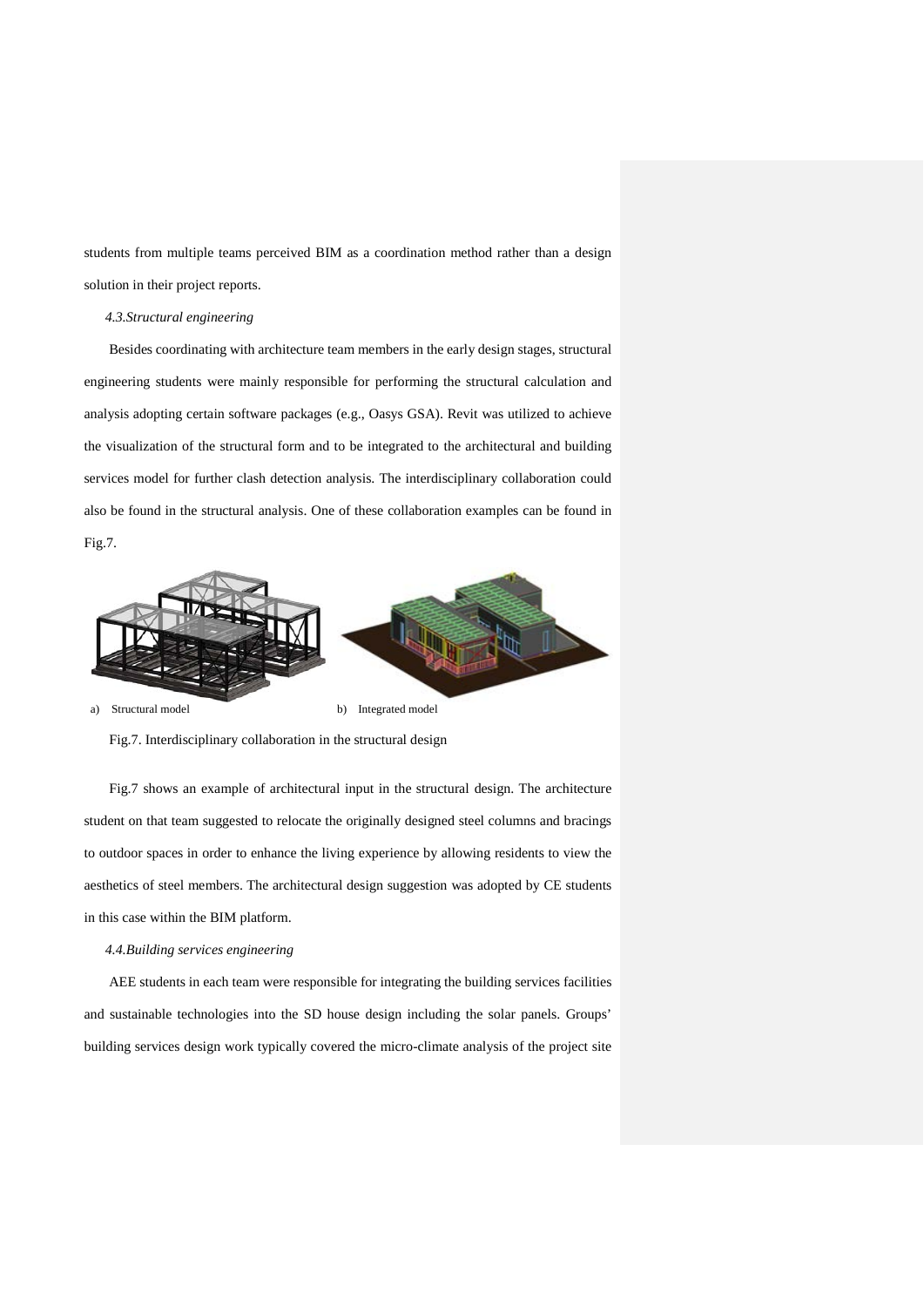students from multiple teams perceived BIM as a coordination method rather than a design solution in their project reports.

### *4.3.Structural engineering*

Besides coordinating with architecture team members in the early design stages, structural engineering students were mainly responsible for performing the structural calculation and analysis adopting certain software packages (e.g., Oasys GSA). Revit was utilized to achieve the visualization of the structural form and to be integrated to the architectural and building services model for further clash detection analysis. The interdisciplinary collaboration could also be found in the structural analysis. One of these collaboration examples can be found in Fig.7.

a) Structural model b) Integrated model

Fig.7. Interdisciplinary collaboration in the structural design

Fig.7 shows an example of architectural input in the structural design. The architecture student on that team suggested to relocate the originally designed steel columns and bracings to outdoor spaces in order to enhance the living experience by allowing residents to view the aesthetics of steel members. The architectural design suggestion was adopted by CE students in this case within the BIM platform.

### *4.4.Building services engineering*

AEE students in each team were responsible for integrating the building services facilities and sustainable technologies into the SD house design including the solar panels. Groups' building services design work typically covered the micro-climate analysis of the project site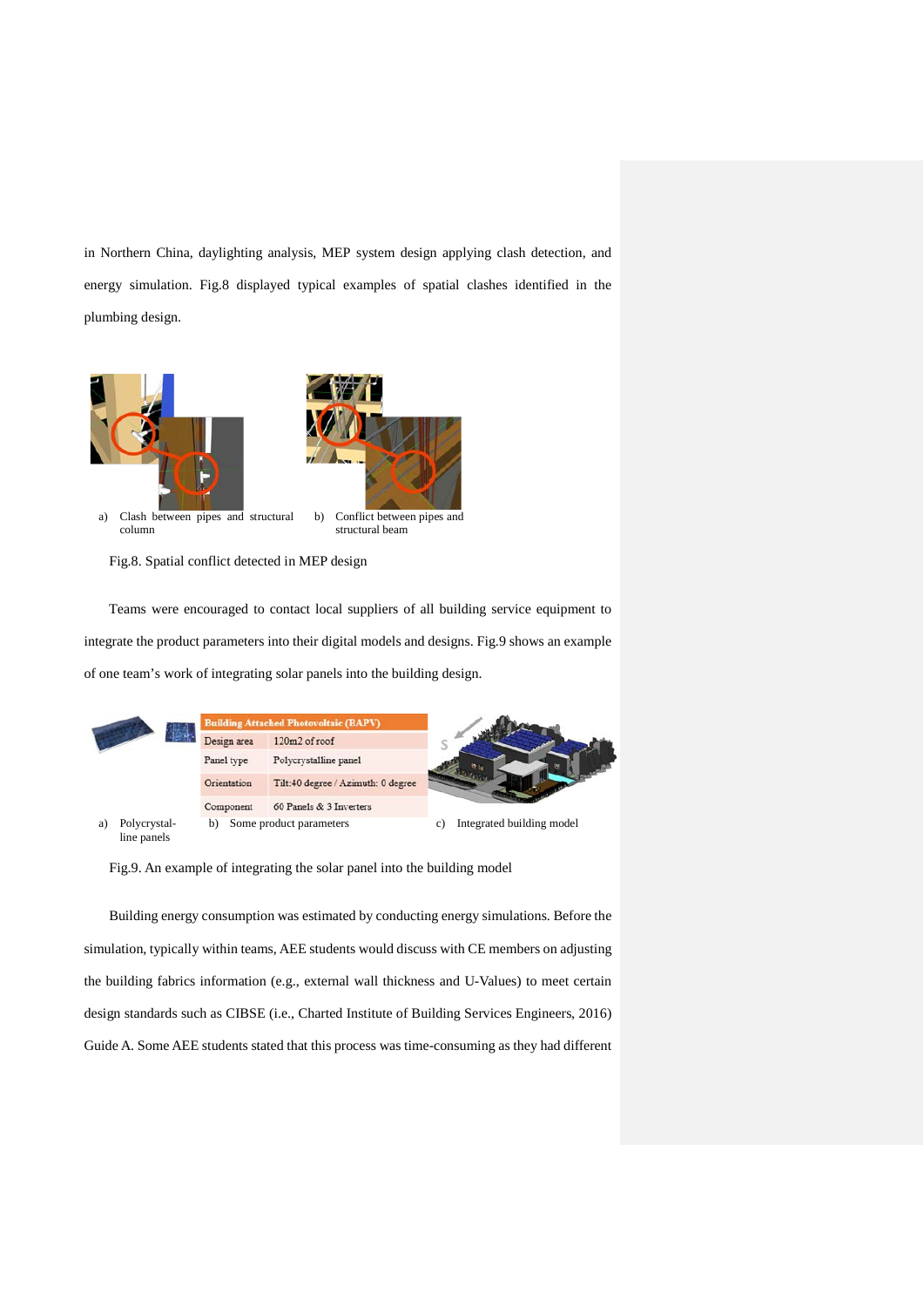in Northern China, daylighting analysis, MEP system design applying clash detection, and energy simulation. Fig.8 displayed typical examples of spatial clashes identified in the plumbing design.

a) Clash between pipes and structural column

b) Conflict between pipes and structural beam

Fig.8. Spatial conflict detected in MEP design

Teams were encouraged to contact local suppliers of all building service equipment to integrate the product parameters into their digital models and designs. Fig.9 shows an example of one team's work of integrating solar panels into the building design.

| Building Attached Photovoltaic (BAPV) | |
|---|---|
| Design area | 120m2 of roof |
| Panel type | Polycrystalline panel |
| Orientation | Tilt:40 degree / Azimuth: 0 degree |
| Component | 60 Panels & 3 Inverters |

a) Polycrystal-line panels

b) Some product parameters

c) Integrated building model

Fig.9. An example of integrating the solar panel into the building model

Building energy consumption was estimated by conducting energy simulations. Before the simulation, typically within teams, AEE students would discuss with CE members on adjusting the building fabrics information (e.g., external wall thickness and U-Values) to meet certain design standards such as CIBSE (i.e., Charted Institute of Building Services Engineers, 2016) Guide A. Some AEE students stated that this process was time-consuming as they had different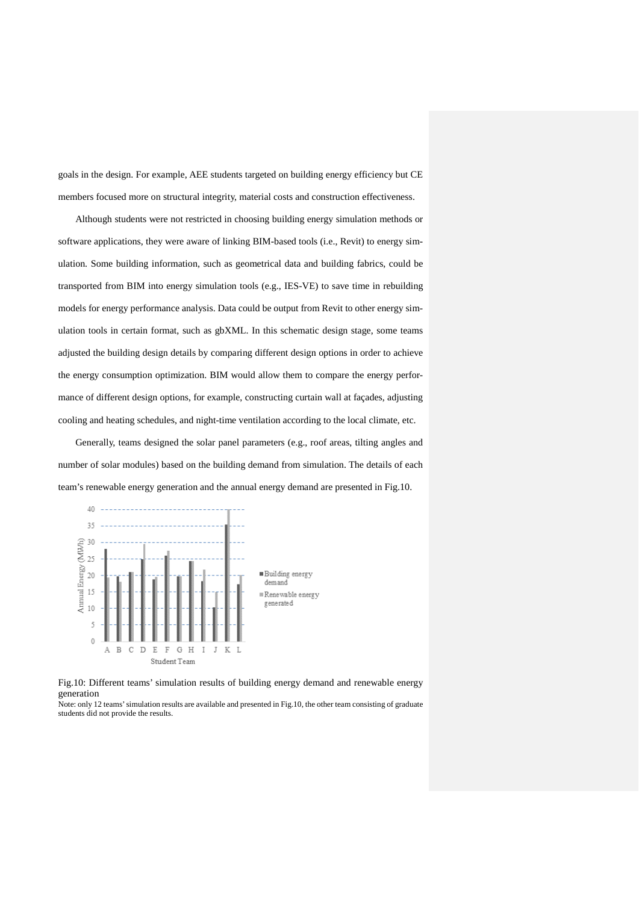goals in the design. For example, AEE students targeted on building energy efficiency but CE members focused more on structural integrity, material costs and construction effectiveness.

Although students were not restricted in choosing building energy simulation methods or software applications, they were aware of linking BIM-based tools (i.e., Revit) to energy simulation. Some building information, such as geometrical data and building fabrics, could be transported from BIM into energy simulation tools (e.g., IES-VE) to save time in rebuilding models for energy performance analysis. Data could be output from Revit to other energy simulation tools in certain format, such as gbXML. In this schematic design stage, some teams adjusted the building design details by comparing different design options in order to achieve the energy consumption optimization. BIM would allow them to compare the energy performance of different design options, for example, constructing curtain wall at façades, adjusting cooling and heating schedules, and night-time ventilation according to the local climate, etc.

Generally, teams designed the solar panel parameters (e.g., roof areas, tilting angles and number of solar modules) based on the building demand from simulation. The details of each team's renewable energy generation and the annual energy demand are presented in Fig.10.

Fig.10: Different teams' simulation results of building energy demand and renewable energy generation

Note: only 12 teams' simulation results are available and presented in Fig.10, the other team consisting of graduate students did not provide the results.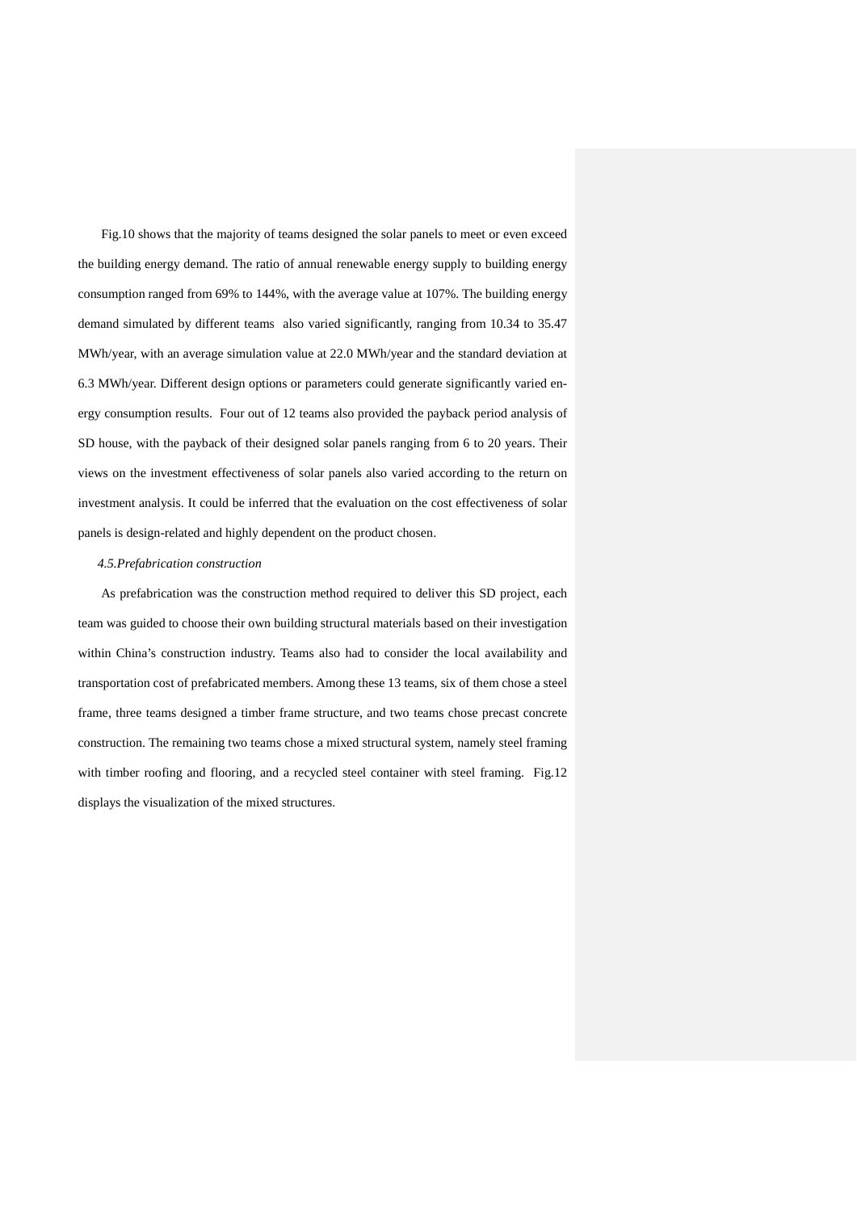Fig.10 shows that the majority of teams designed the solar panels to meet or even exceed the building energy demand. The ratio of annual renewable energy supply to building energy consumption ranged from 69% to 144%, with the average value at 107%. The building energy demand simulated by different teams also varied significantly, ranging from 10.34 to 35.47 MWh/year, with an average simulation value at 22.0 MWh/year and the standard deviation at 6.3 MWh/year. Different design options or parameters could generate significantly varied energy consumption results. Four out of 12 teams also provided the payback period analysis of SD house, with the payback of their designed solar panels ranging from 6 to 20 years. Their views on the investment effectiveness of solar panels also varied according to the return on investment analysis. It could be inferred that the evaluation on the cost effectiveness of solar panels is design-related and highly dependent on the product chosen.

### *4.5.Prefabrication construction*

As prefabrication was the construction method required to deliver this SD project, each team was guided to choose their own building structural materials based on their investigation within China's construction industry. Teams also had to consider the local availability and transportation cost of prefabricated members. Among these 13 teams, six of them chose a steel frame, three teams designed a timber frame structure, and two teams chose precast concrete construction. The remaining two teams chose a mixed structural system, namely steel framing with timber roofing and flooring, and a recycled steel container with steel framing. Fig.12 displays the visualization of the mixed structures.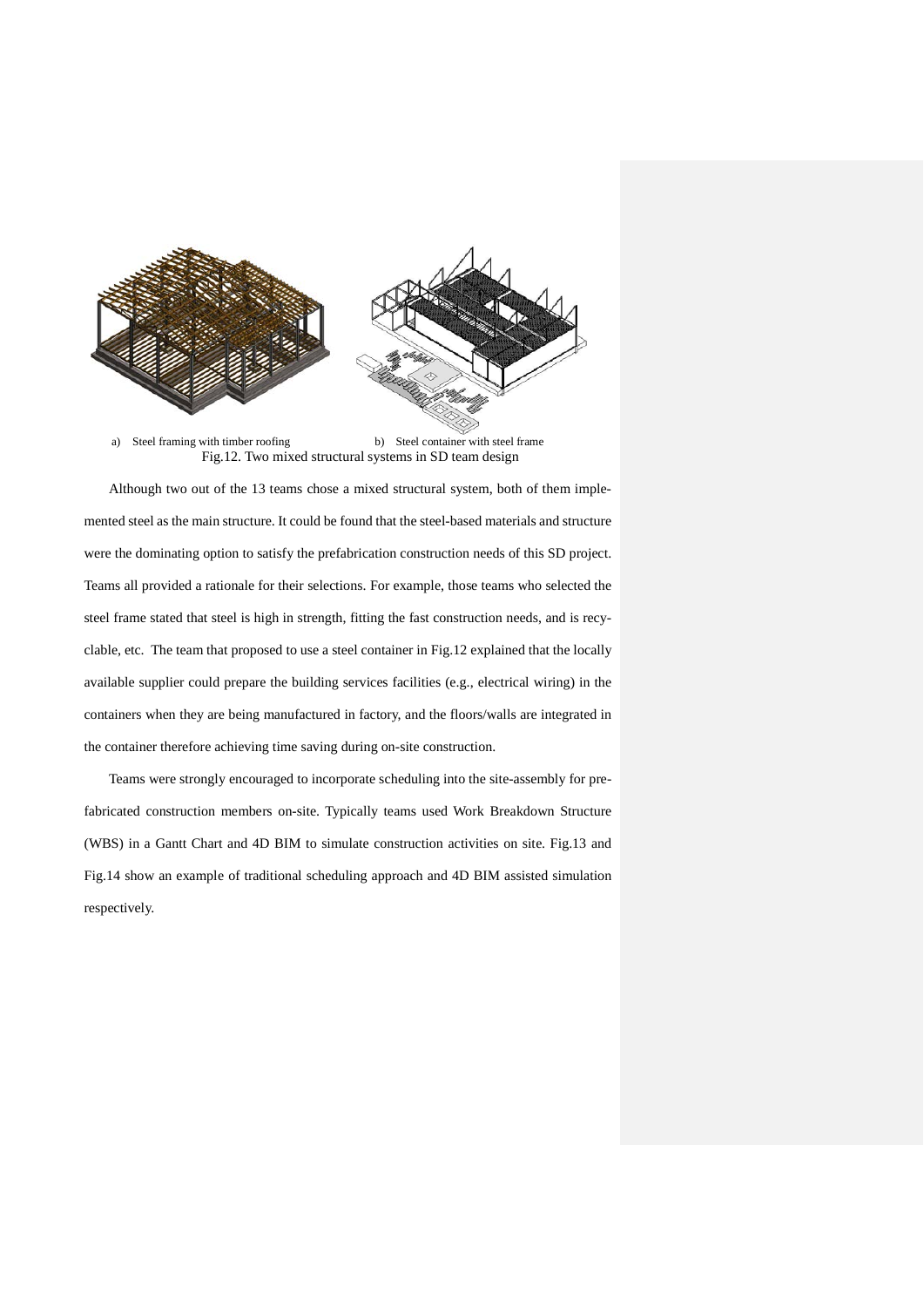a) Steel framing with timber roofing  b) Steel container with steel frame

Fig.12. Two mixed structural systems in SD team design

Although two out of the 13 teams chose a mixed structural system, both of them implemented steel as the main structure. It could be found that the steel-based materials and structure were the dominating option to satisfy the prefabrication construction needs of this SD project. Teams all provided a rationale for their selections. For example, those teams who selected the steel frame stated that steel is high in strength, fitting the fast construction needs, and is recyclable, etc. The team that proposed to use a steel container in Fig.12 explained that the locally available supplier could prepare the building services facilities (e.g., electrical wiring) in the containers when they are being manufactured in factory, and the floors/walls are integrated in the container therefore achieving time saving during on-site construction.

Teams were strongly encouraged to incorporate scheduling into the site-assembly for prefabricated construction members on-site. Typically teams used Work Breakdown Structure (WBS) in a Gantt Chart and 4D BIM to simulate construction activities on site. Fig.13 and Fig.14 show an example of traditional scheduling approach and 4D BIM assisted simulation respectively.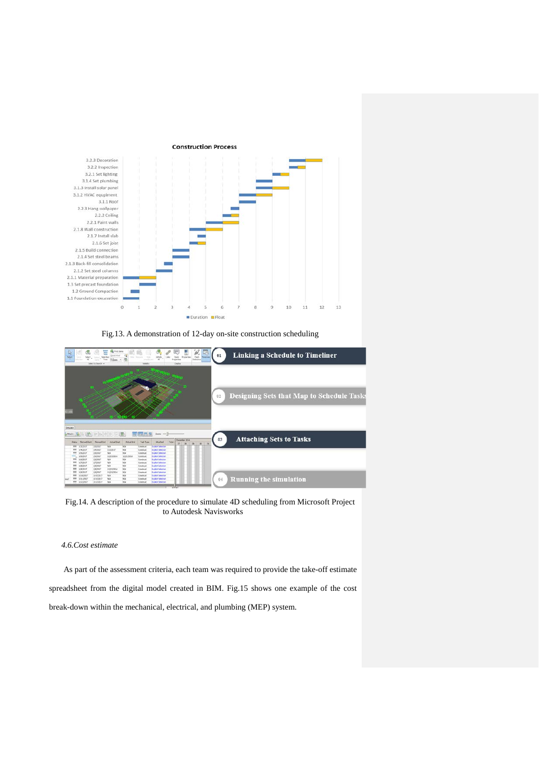Fig.13. A demonstration of 12-day on-site construction scheduling

Fig.14. A description of the procedure to simulate 4D scheduling from Microsoft Project to Autodesk Navisworks

### *4.6.Cost estimate*

As part of the assessment criteria, each team was required to provide the take-off estimate spreadsheet from the digital model created in BIM. Fig.15 shows one example of the cost break-down within the mechanical, electrical, and plumbing (MEP) system.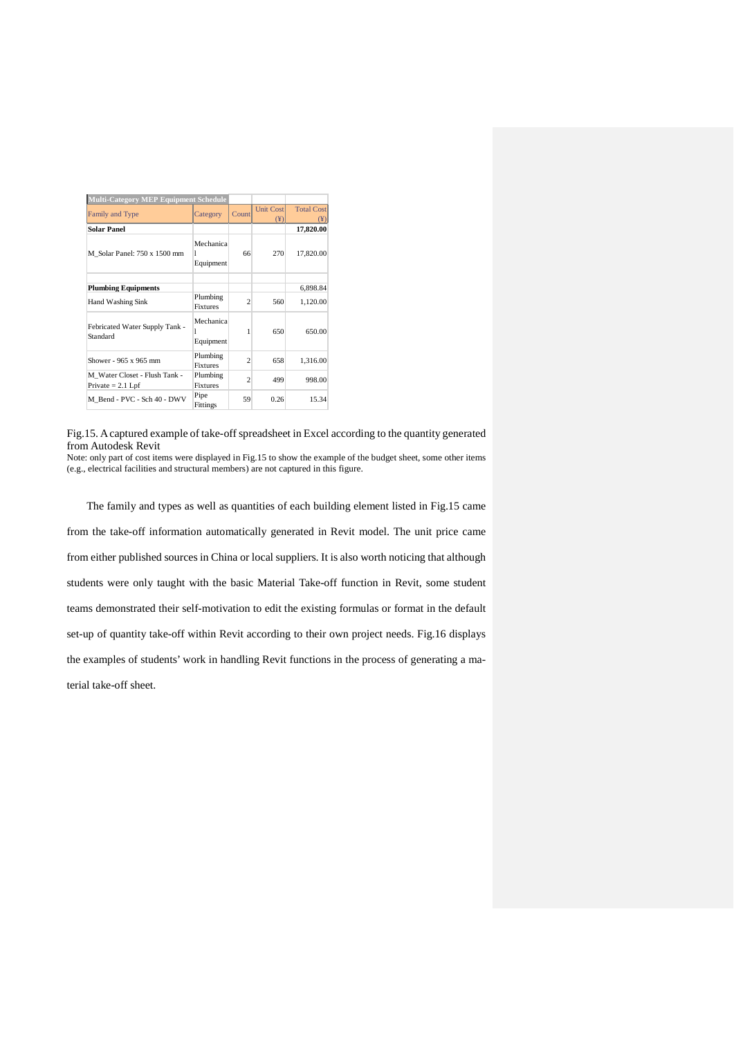| Multi-Category MEP Equipment Schedule | | | | |
|---|---|---|---|---|
| Family and Type | Category | Count | Unit Cost (¥) | Total Cost (¥) |
| **Solar Panel** | | | | **17,820.00** |
| M_Solar Panel: 750 x 1500 mm | Mechanical Equipment | 66 | 270 | 17,820.00 |
| | | | | |
| **Plumbing Equipments** | | | | 6,898.84 |
| Hand Washing Sink | Plumbing Fixtures | 2 | 560 | 1,120.00 |
| Febricated Water Supply Tank - Standard | Mechanical Equipment | 1 | 650 | 650.00 |
| Shower - 965 x 965 mm | Plumbing Fixtures | 2 | 658 | 1,316.00 |
| M_Water Closet - Flush Tank - Private = 2.1 Lpf | Plumbing Fixtures | 2 | 499 | 998.00 |
| M_Bend - PVC - Sch 40 - DWV | Pipe Fittings | 59 | 0.26 | 15.34 |

Fig.15. A captured example of take-off spreadsheet in Excel according to the quantity generated from Autodesk Revit

Note: only part of cost items were displayed in Fig.15 to show the example of the budget sheet, some other items (e.g., electrical facilities and structural members) are not captured in this figure.

The family and types as well as quantities of each building element listed in Fig.15 came from the take-off information automatically generated in Revit model. The unit price came from either published sources in China or local suppliers. It is also worth noticing that although students were only taught with the basic Material Take-off function in Revit, some student teams demonstrated their self-motivation to edit the existing formulas or format in the default set-up of quantity take-off within Revit according to their own project needs. Fig.16 displays the examples of students' work in handling Revit functions in the process of generating a material take-off sheet.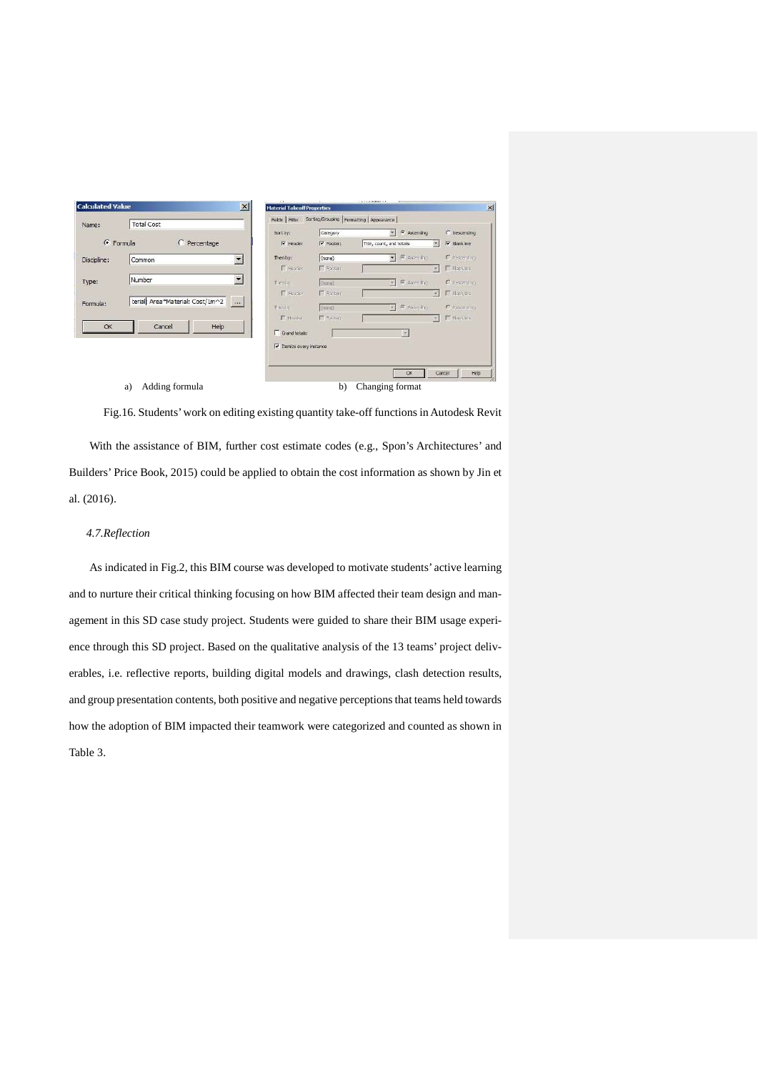a) Adding formula

b) Changing format

Fig.16. Students' work on editing existing quantity take-off functions in Autodesk Revit

With the assistance of BIM, further cost estimate codes (e.g., Spon's Architectures' and Builders' Price Book, 2015) could be applied to obtain the cost information as shown by Jin et al. (2016).

### *4.7.Reflection*

As indicated in Fig.2, this BIM course was developed to motivate students' active learning and to nurture their critical thinking focusing on how BIM affected their team design and management in this SD case study project. Students were guided to share their BIM usage experience through this SD project. Based on the qualitative analysis of the 13 teams' project deliverables, i.e. reflective reports, building digital models and drawings, clash detection results, and group presentation contents, both positive and negative perceptions that teams held towards how the adoption of BIM impacted their teamwork were categorized and counted as shown in Table 3.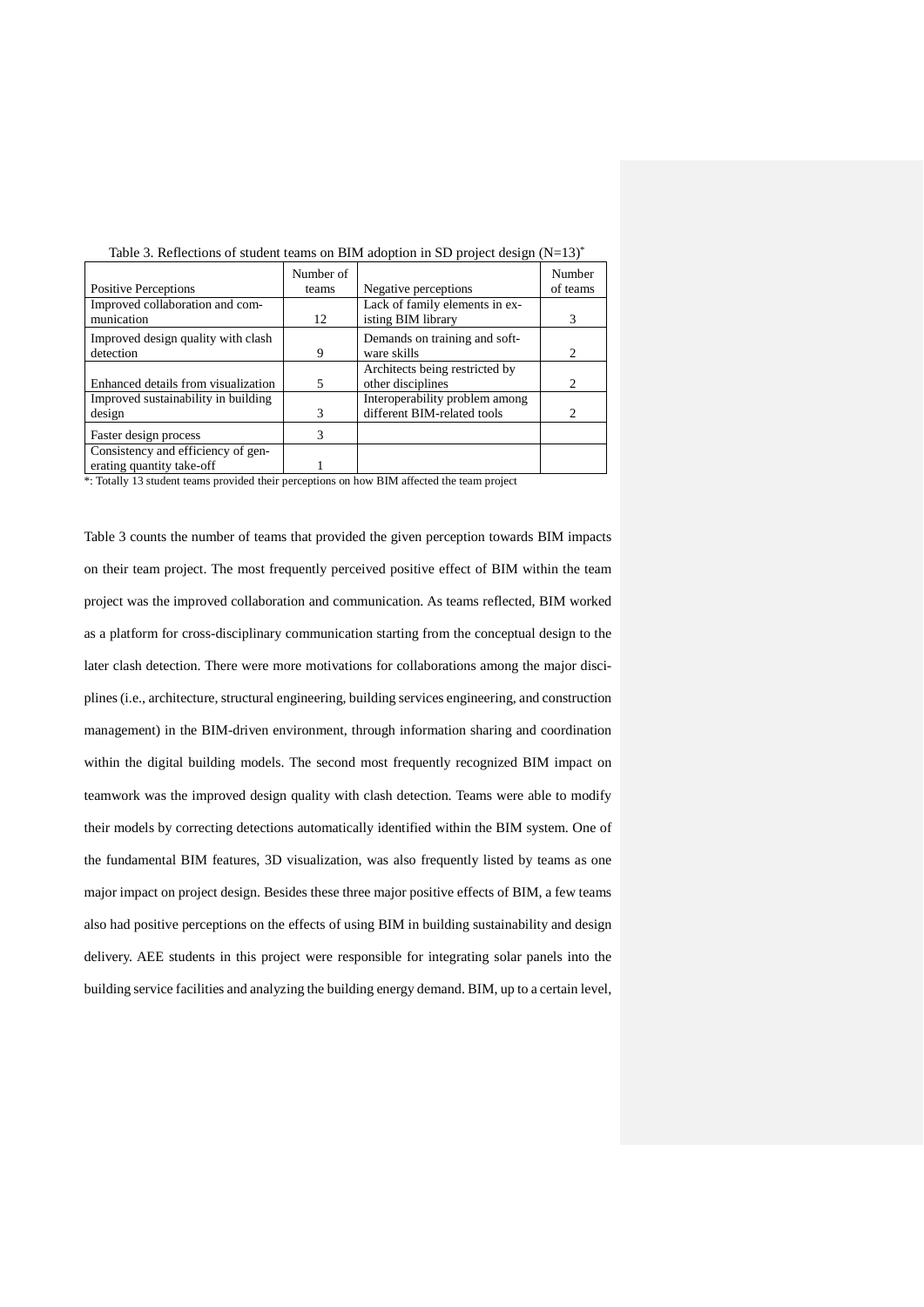Table 3. Reflections of student teams on BIM adoption in SD project design (N=13)*

| Positive Perceptions | Number of teams | Negative perceptions | Number of teams |
|---|---|---|---|
| Improved collaboration and communication | 12 | Lack of family elements in existing BIM library | 3 |
| Improved design quality with clash detection | 9 | Demands on training and software skills | 2 |
| Enhanced details from visualization | 5 | Architects being restricted by other disciplines | 2 |
| Improved sustainability in building design | 3 | Interoperability problem among different BIM-related tools | 2 |
| Faster design process | 3 | | |
| Consistency and efficiency of generating quantity take-off | 1 | | |

*: Totally 13 student teams provided their perceptions on how BIM affected the team project

Table 3 counts the number of teams that provided the given perception towards BIM impacts on their team project. The most frequently perceived positive effect of BIM within the team project was the improved collaboration and communication. As teams reflected, BIM worked as a platform for cross-disciplinary communication starting from the conceptual design to the later clash detection. There were more motivations for collaborations among the major disciplines (i.e., architecture, structural engineering, building services engineering, and construction management) in the BIM-driven environment, through information sharing and coordination within the digital building models. The second most frequently recognized BIM impact on teamwork was the improved design quality with clash detection. Teams were able to modify their models by correcting detections automatically identified within the BIM system. One of the fundamental BIM features, 3D visualization, was also frequently listed by teams as one major impact on project design. Besides these three major positive effects of BIM, a few teams also had positive perceptions on the effects of using BIM in building sustainability and design delivery. AEE students in this project were responsible for integrating solar panels into the building service facilities and analyzing the building energy demand. BIM, up to a certain level,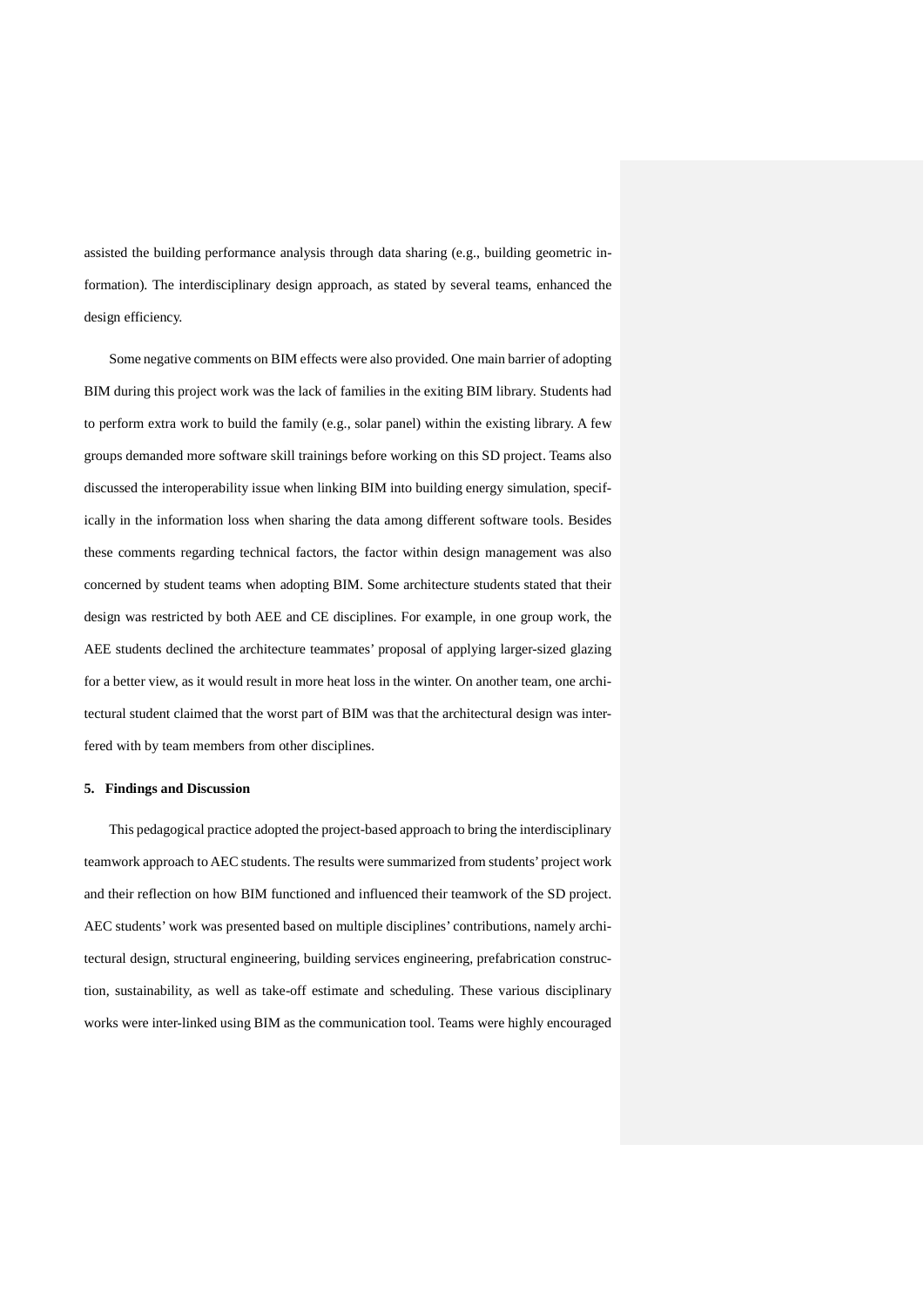assisted the building performance analysis through data sharing (e.g., building geometric information). The interdisciplinary design approach, as stated by several teams, enhanced the design efficiency.

Some negative comments on BIM effects were also provided. One main barrier of adopting BIM during this project work was the lack of families in the exiting BIM library. Students had to perform extra work to build the family (e.g., solar panel) within the existing library. A few groups demanded more software skill trainings before working on this SD project. Teams also discussed the interoperability issue when linking BIM into building energy simulation, specifically in the information loss when sharing the data among different software tools. Besides these comments regarding technical factors, the factor within design management was also concerned by student teams when adopting BIM. Some architecture students stated that their design was restricted by both AEE and CE disciplines. For example, in one group work, the AEE students declined the architecture teammates' proposal of applying larger-sized glazing for a better view, as it would result in more heat loss in the winter. On another team, one architectural student claimed that the worst part of BIM was that the architectural design was interfered with by team members from other disciplines.

## 5. Findings and Discussion

This pedagogical practice adopted the project-based approach to bring the interdisciplinary teamwork approach to AEC students. The results were summarized from students' project work and their reflection on how BIM functioned and influenced their teamwork of the SD project. AEC students' work was presented based on multiple disciplines' contributions, namely architectural design, structural engineering, building services engineering, prefabrication construction, sustainability, as well as take-off estimate and scheduling. These various disciplinary works were inter-linked using BIM as the communication tool. Teams were highly encouraged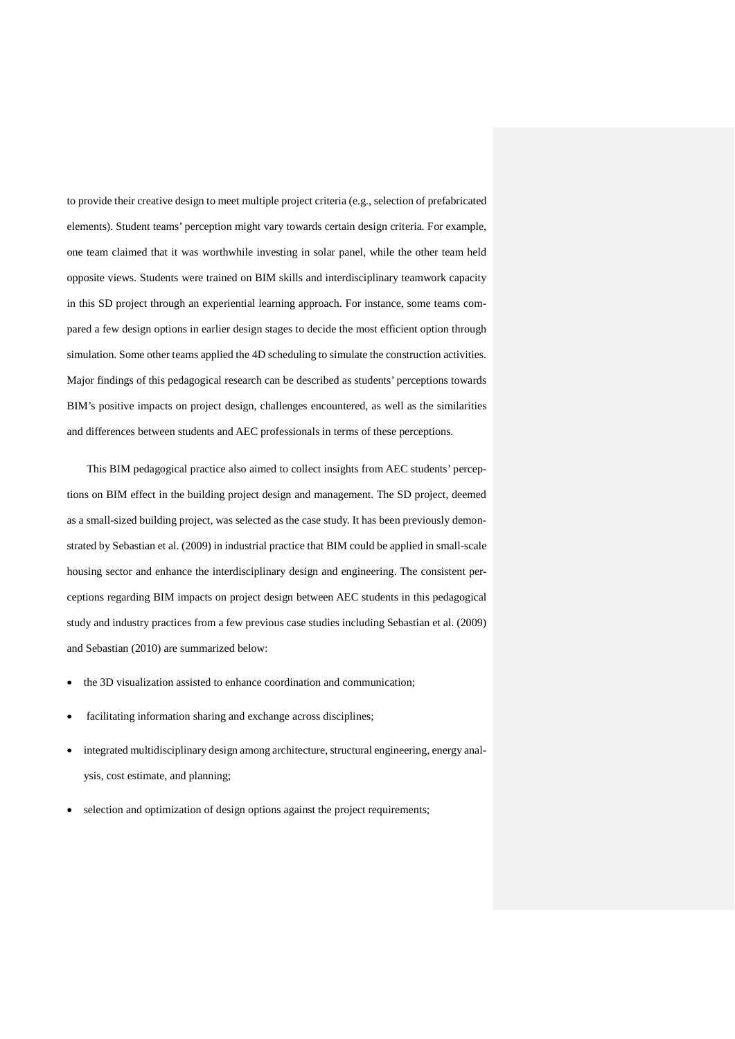to provide their creative design to meet multiple project criteria (e.g., selection of prefabricated elements). Student teams' perception might vary towards certain design criteria. For example, one team claimed that it was worthwhile investing in solar panel, while the other team held opposite views. Students were trained on BIM skills and interdisciplinary teamwork capacity in this SD project through an experiential learning approach. For instance, some teams compared a few design options in earlier design stages to decide the most efficient option through simulation. Some other teams applied the 4D scheduling to simulate the construction activities. Major findings of this pedagogical research can be described as students' perceptions towards BIM's positive impacts on project design, challenges encountered, as well as the similarities and differences between students and AEC professionals in terms of these perceptions.

This BIM pedagogical practice also aimed to collect insights from AEC students' perceptions on BIM effect in the building project design and management. The SD project, deemed as a small-sized building project, was selected as the case study. It has been previously demonstrated by Sebastian et al. (2009) in industrial practice that BIM could be applied in small-scale housing sector and enhance the interdisciplinary design and engineering. The consistent perceptions regarding BIM impacts on project design between AEC students in this pedagogical study and industry practices from a few previous case studies including Sebastian et al. (2009) and Sebastian (2010) are summarized below:

- the 3D visualization assisted to enhance coordination and communication;
- facilitating information sharing and exchange across disciplines;
- integrated multidisciplinary design among architecture, structural engineering, energy analysis, cost estimate, and planning;
- selection and optimization of design options against the project requirements;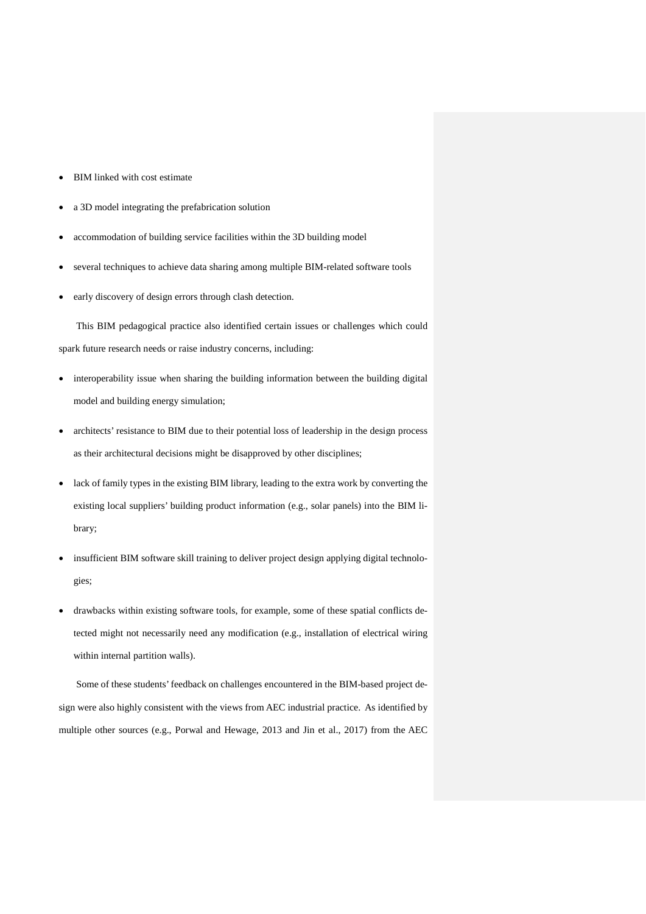- BIM linked with cost estimate
- a 3D model integrating the prefabrication solution
- accommodation of building service facilities within the 3D building model
- several techniques to achieve data sharing among multiple BIM-related software tools
- early discovery of design errors through clash detection.

This BIM pedagogical practice also identified certain issues or challenges which could spark future research needs or raise industry concerns, including:

- interoperability issue when sharing the building information between the building digital model and building energy simulation;
- architects' resistance to BIM due to their potential loss of leadership in the design process as their architectural decisions might be disapproved by other disciplines;
- lack of family types in the existing BIM library, leading to the extra work by converting the existing local suppliers' building product information (e.g., solar panels) into the BIM library;
- insufficient BIM software skill training to deliver project design applying digital technologies;
- drawbacks within existing software tools, for example, some of these spatial conflicts detected might not necessarily need any modification (e.g., installation of electrical wiring within internal partition walls).

Some of these students' feedback on challenges encountered in the BIM-based project design were also highly consistent with the views from AEC industrial practice. As identified by multiple other sources (e.g., Porwal and Hewage, 2013 and Jin et al., 2017) from the AEC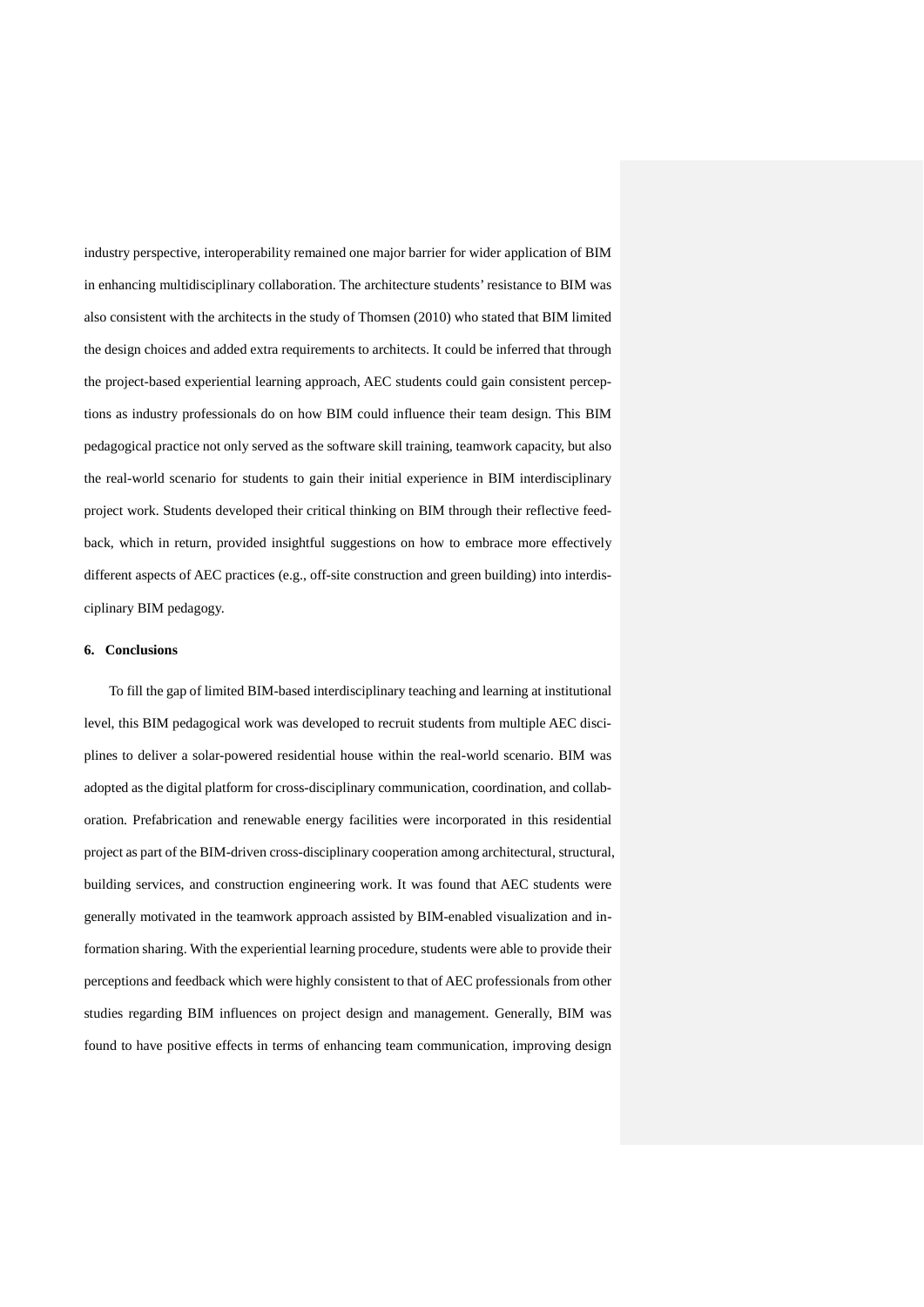industry perspective, interoperability remained one major barrier for wider application of BIM in enhancing multidisciplinary collaboration. The architecture students' resistance to BIM was also consistent with the architects in the study of Thomsen (2010) who stated that BIM limited the design choices and added extra requirements to architects. It could be inferred that through the project-based experiential learning approach, AEC students could gain consistent perceptions as industry professionals do on how BIM could influence their team design. This BIM pedagogical practice not only served as the software skill training, teamwork capacity, but also the real-world scenario for students to gain their initial experience in BIM interdisciplinary project work. Students developed their critical thinking on BIM through their reflective feedback, which in return, provided insightful suggestions on how to embrace more effectively different aspects of AEC practices (e.g., off-site construction and green building) into interdisciplinary BIM pedagogy.

## 6. Conclusions

To fill the gap of limited BIM-based interdisciplinary teaching and learning at institutional level, this BIM pedagogical work was developed to recruit students from multiple AEC disciplines to deliver a solar-powered residential house within the real-world scenario. BIM was adopted as the digital platform for cross-disciplinary communication, coordination, and collaboration. Prefabrication and renewable energy facilities were incorporated in this residential project as part of the BIM-driven cross-disciplinary cooperation among architectural, structural, building services, and construction engineering work. It was found that AEC students were generally motivated in the teamwork approach assisted by BIM-enabled visualization and information sharing. With the experiential learning procedure, students were able to provide their perceptions and feedback which were highly consistent to that of AEC professionals from other studies regarding BIM influences on project design and management. Generally, BIM was found to have positive effects in terms of enhancing team communication, improving design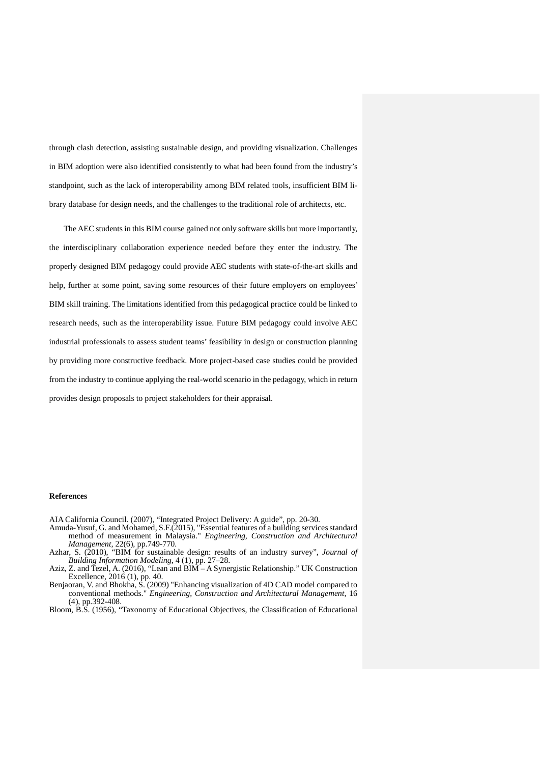through clash detection, assisting sustainable design, and providing visualization. Challenges in BIM adoption were also identified consistently to what had been found from the industry's standpoint, such as the lack of interoperability among BIM related tools, insufficient BIM library database for design needs, and the challenges to the traditional role of architects, etc.

The AEC students in this BIM course gained not only software skills but more importantly, the interdisciplinary collaboration experience needed before they enter the industry. The properly designed BIM pedagogy could provide AEC students with state-of-the-art skills and help, further at some point, saving some resources of their future employers on employees' BIM skill training. The limitations identified from this pedagogical practice could be linked to research needs, such as the interoperability issue. Future BIM pedagogy could involve AEC industrial professionals to assess student teams' feasibility in design or construction planning by providing more constructive feedback. More project-based case studies could be provided from the industry to continue applying the real-world scenario in the pedagogy, which in return provides design proposals to project stakeholders for their appraisal.

**References**

AIA California Council. (2007), "Integrated Project Delivery: A guide", pp. 20-30.

Amuda-Yusuf, G. and Mohamed, S.F.(2015), "Essential features of a building services standard method of measurement in Malaysia." *Engineering, Construction and Architectural Management*, 22(6), pp.749-770.

Azhar, S. (2010), "BIM for sustainable design: results of an industry survey", *Journal of Building Information Modeling*, 4 (1), pp. 27–28.

Aziz, Z. and Tezel, A. (2016), "Lean and BIM – A Synergistic Relationship." UK Construction Excellence, 2016 (1), pp. 40.

Benjaoran, V. and Bhokha, S. (2009) "Enhancing visualization of 4D CAD model compared to conventional methods." *Engineering, Construction and Architectural Management*, 16 (4), pp.392-408.

Bloom, B.S. (1956), "Taxonomy of Educational Objectives, the Classification of Educational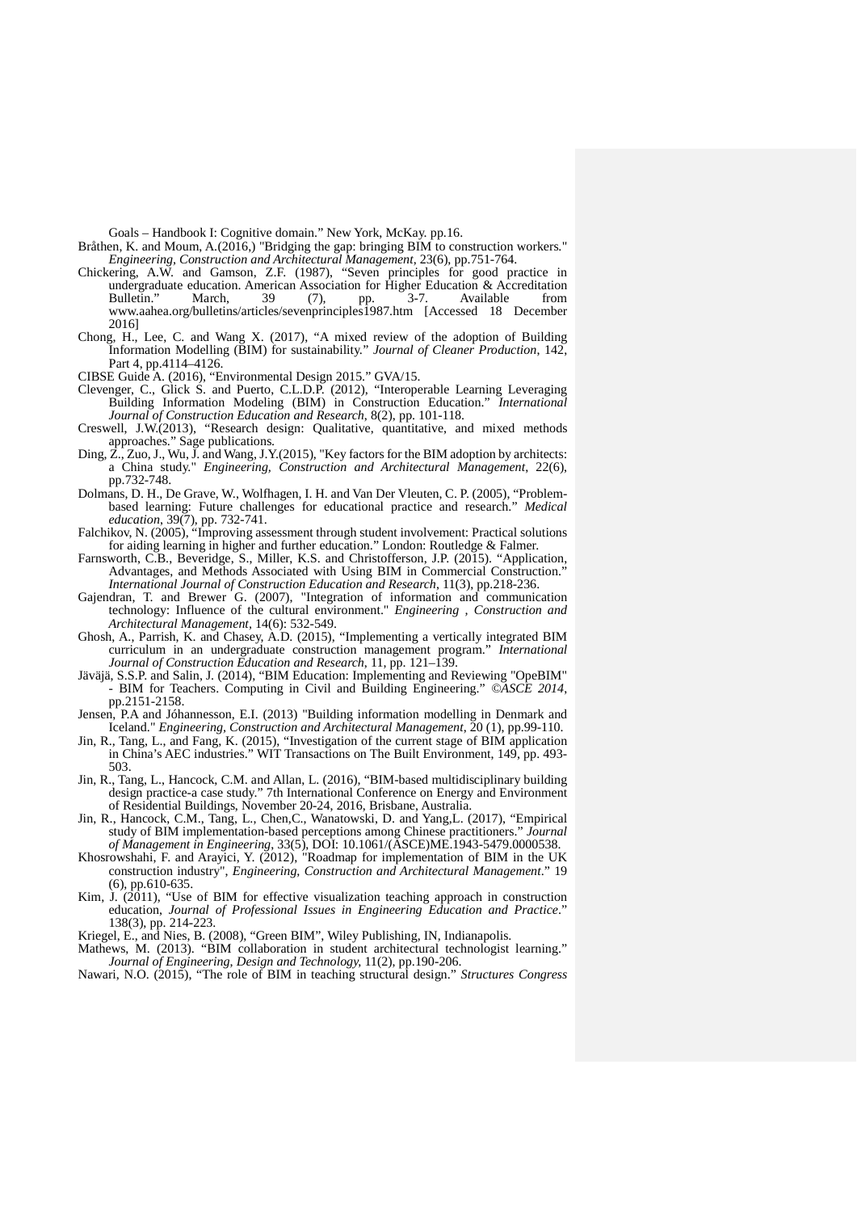Goals – Handbook I: Cognitive domain." New York, McKay. pp.16.

Bråthen, K. and Moum, A.(2016,) "Bridging the gap: bringing BIM to construction workers." *Engineering, Construction and Architectural Management*, 23(6), pp.751-764.

Chickering, A.W. and Gamson, Z.F. (1987), "Seven principles for good practice in undergraduate education. American Association for Higher Education & Accreditation Bulletin." March, 39 (7), pp. 3-7. Available from www.aahea.org/bulletins/articles/sevenprinciples1987.htm [Accessed 18 December 2016]

Chong, H., Lee, C. and Wang X. (2017), "A mixed review of the adoption of Building Information Modelling (BIM) for sustainability." *Journal of Cleaner Production*, 142, Part 4, pp.4114–4126.

CIBSE Guide A. (2016), "Environmental Design 2015." GVA/15.

Clevenger, C., Glick S. and Puerto, C.L.D.P. (2012), "Interoperable Learning Leveraging Building Information Modeling (BIM) in Construction Education." *International Journal of Construction Education and Research*, 8(2), pp. 101-118.

Creswell, J.W.(2013), "Research design: Qualitative, quantitative, and mixed methods approaches." Sage publications.

Ding, Z., Zuo, J., Wu, J. and Wang, J.Y.(2015), "Key factors for the BIM adoption by architects: a China study." *Engineering, Construction and Architectural Management*, 22(6), pp.732-748.

Dolmans, D. H., De Grave, W., Wolfhagen, I. H. and Van Der Vleuten, C. P. (2005), "Problem-based learning: Future challenges for educational practice and research." *Medical education*, 39(7), pp. 732-741.

Falchikov, N. (2005), "Improving assessment through student involvement: Practical solutions for aiding learning in higher and further education." London: Routledge & Falmer.

Farnsworth, C.B., Beveridge, S., Miller, K.S. and Christofferson, J.P. (2015). "Application, Advantages, and Methods Associated with Using BIM in Commercial Construction." *International Journal of Construction Education and Research*, 11(3), pp.218-236.

Gajendran, T. and Brewer G. (2007), "Integration of information and communication technology: Influence of the cultural environment." *Engineering , Construction and Architectural Management*, 14(6): 532-549.

Ghosh, A., Parrish, K. and Chasey, A.D. (2015), "Implementing a vertically integrated BIM curriculum in an undergraduate construction management program." *International Journal of Construction Education and Research*, 11, pp. 121–139.

Jäväjä, S.S.P. and Salin, J. (2014), "BIM Education: Implementing and Reviewing "OpeBIM" - BIM for Teachers. Computing in Civil and Building Engineering." *©ASCE 2014*, pp.2151-2158.

Jensen, P.A and Jóhannesson, E.I. (2013) "Building information modelling in Denmark and Iceland." *Engineering, Construction and Architectural Management*, 20 (1), pp.99-110.

Jin, R., Tang, L., and Fang, K. (2015), "Investigation of the current stage of BIM application in China's AEC industries." WIT Transactions on The Built Environment, 149, pp. 493-503.

Jin, R., Tang, L., Hancock, C.M. and Allan, L. (2016), "BIM-based multidisciplinary building design practice-a case study." 7th International Conference on Energy and Environment of Residential Buildings, November 20-24, 2016, Brisbane, Australia.

Jin, R., Hancock, C.M., Tang, L., Chen,C., Wanatowski, D. and Yang,L. (2017), "Empirical study of BIM implementation-based perceptions among Chinese practitioners." *Journal of Management in Engineering*, 33(5), DOI: 10.1061/(ASCE)ME.1943-5479.0000538.

Khosrowshahi, F. and Arayici, Y. (2012), "Roadmap for implementation of BIM in the UK construction industry", *Engineering, Construction and Architectural Management*." 19 (6), pp.610-635.

Kim, J. (2011), "Use of BIM for effective visualization teaching approach in construction education, *Journal of Professional Issues in Engineering Education and Practice*." 138(3), pp. 214-223.

Kriegel, E., and Nies, B. (2008), "Green BIM", Wiley Publishing, IN, Indianapolis.

Mathews, M. (2013). "BIM collaboration in student architectural technologist learning." *Journal of Engineering, Design and Technology*, 11(2), pp.190-206.

Nawari, N.O. (2015), "The role of BIM in teaching structural design." *Structures Congress*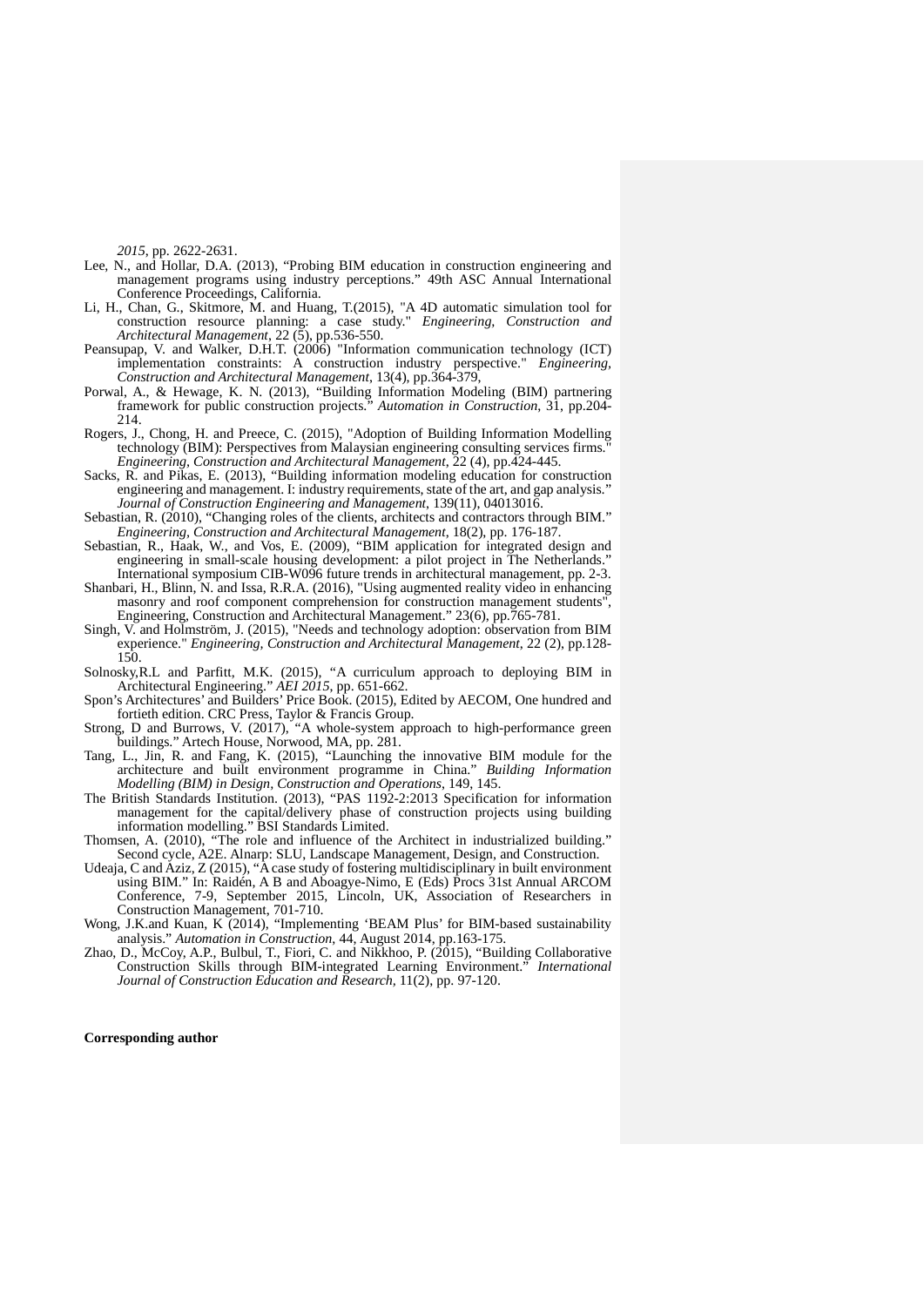*2015*, pp. 2622-2631.

Lee, N., and Hollar, D.A. (2013), "Probing BIM education in construction engineering and management programs using industry perceptions." 49th ASC Annual International Conference Proceedings, California.

Li, H., Chan, G., Skitmore, M. and Huang, T.(2015), "A 4D automatic simulation tool for construction resource planning: a case study." *Engineering, Construction and Architectural Management*, 22 (5), pp.536-550.

Peansupap, V. and Walker, D.H.T. (2006) "Information communication technology (ICT) implementation constraints: A construction industry perspective." *Engineering, Construction and Architectural Management*, 13(4), pp.364-379,

Porwal, A., & Hewage, K. N. (2013), "Building Information Modeling (BIM) partnering framework for public construction projects." *Automation in Construction*, 31, pp.204-214.

Rogers, J., Chong, H. and Preece, C. (2015), "Adoption of Building Information Modelling technology (BIM): Perspectives from Malaysian engineering consulting services firms." *Engineering, Construction and Architectural Management*, 22 (4), pp.424-445.

Sacks, R. and Pikas, E. (2013), "Building information modeling education for construction engineering and management. I: industry requirements, state of the art, and gap analysis." *Journal of Construction Engineering and Management*, 139(11), 04013016.

Sebastian, R. (2010), "Changing roles of the clients, architects and contractors through BIM." *Engineering, Construction and Architectural Management*, 18(2), pp. 176-187.

Sebastian, R., Haak, W., and Vos, E. (2009), "BIM application for integrated design and engineering in small-scale housing development: a pilot project in The Netherlands." International symposium CIB-W096 future trends in architectural management, pp. 2-3.

Shanbari, H., Blinn, N. and Issa, R.R.A. (2016), "Using augmented reality video in enhancing masonry and roof component comprehension for construction management students", Engineering, Construction and Architectural Management." 23(6), pp.765-781.

Singh, V. and Holmström, J. (2015), "Needs and technology adoption: observation from BIM experience." *Engineering, Construction and Architectural Management*, 22 (2), pp.128-150.

Solnosky,R.L and Parfitt, M.K. (2015), "A curriculum approach to deploying BIM in Architectural Engineering." *AEI 2015*, pp. 651-662.

Spon's Architectures' and Builders' Price Book. (2015), Edited by AECOM, One hundred and fortieth edition. CRC Press, Taylor & Francis Group.

Strong, D and Burrows, V. (2017), "A whole-system approach to high-performance green buildings." Artech House, Norwood, MA, pp. 281.

Tang, L., Jin, R. and Fang, K. (2015), "Launching the innovative BIM module for the architecture and built environment programme in China." *Building Information Modelling (BIM) in Design, Construction and Operations*, 149, 145.

The British Standards Institution. (2013), "PAS 1192-2:2013 Specification for information management for the capital/delivery phase of construction projects using building information modelling." BSI Standards Limited.

Thomsen, A. (2010), "The role and influence of the Architect in industrialized building." Second cycle, A2E. Alnarp: SLU, Landscape Management, Design, and Construction.

Udeaja, C and Aziz, Z (2015), "A case study of fostering multidisciplinary in built environment using BIM." In: Raidén, A B and Aboagye-Nimo, E (Eds) Procs 31st Annual ARCOM Conference, 7-9, September 2015, Lincoln, UK, Association of Researchers in Construction Management, 701-710.

Wong, J.K.and Kuan, K (2014), "Implementing 'BEAM Plus' for BIM-based sustainability analysis." *Automation in Construction*, 44, August 2014, pp.163-175.

Zhao, D., McCoy, A.P., Bulbul, T., Fiori, C. and Nikkhoo, P. (2015), "Building Collaborative Construction Skills through BIM-integrated Learning Environment." *International Journal of Construction Education and Research*, 11(2), pp. 97-120.

**Corresponding author**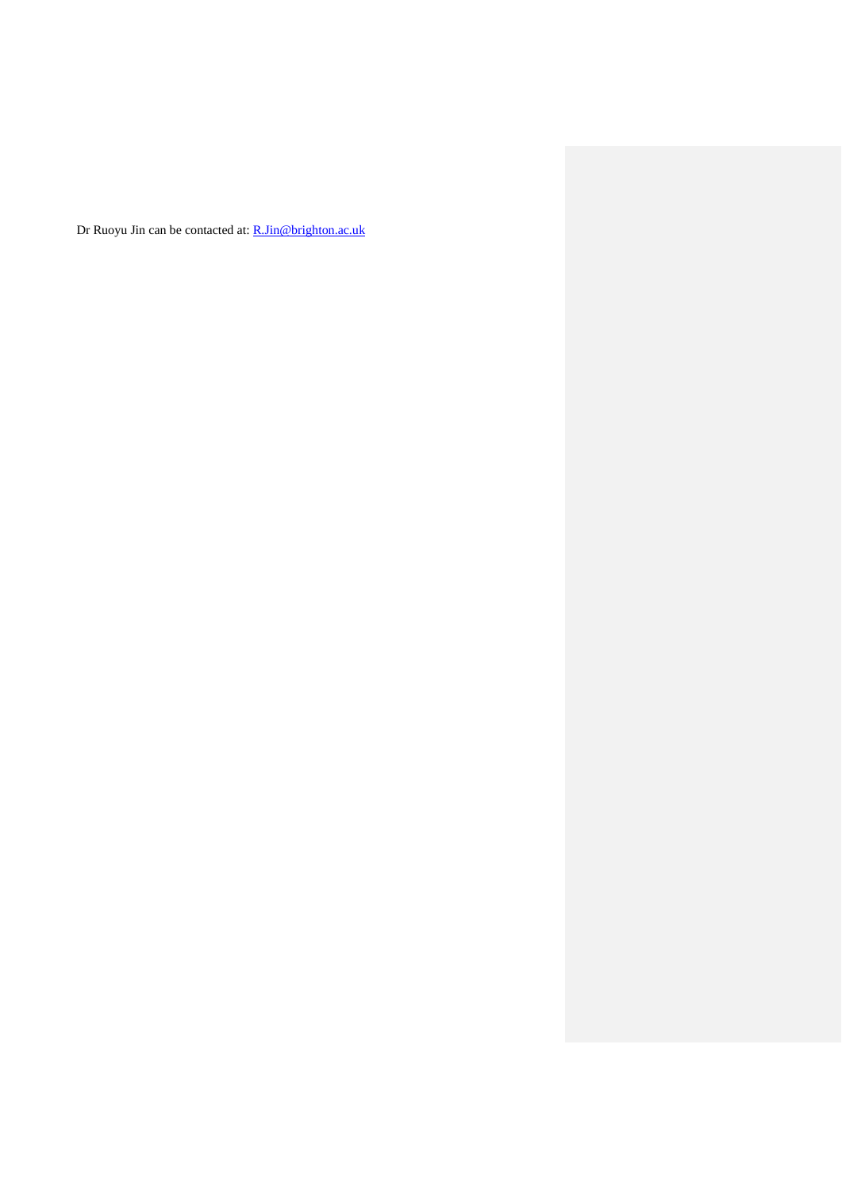Dr Ruoyu Jin can be contacted at: [R.Jin@brighton.ac.uk](mailto:R.Jin@brighton.ac.uk)